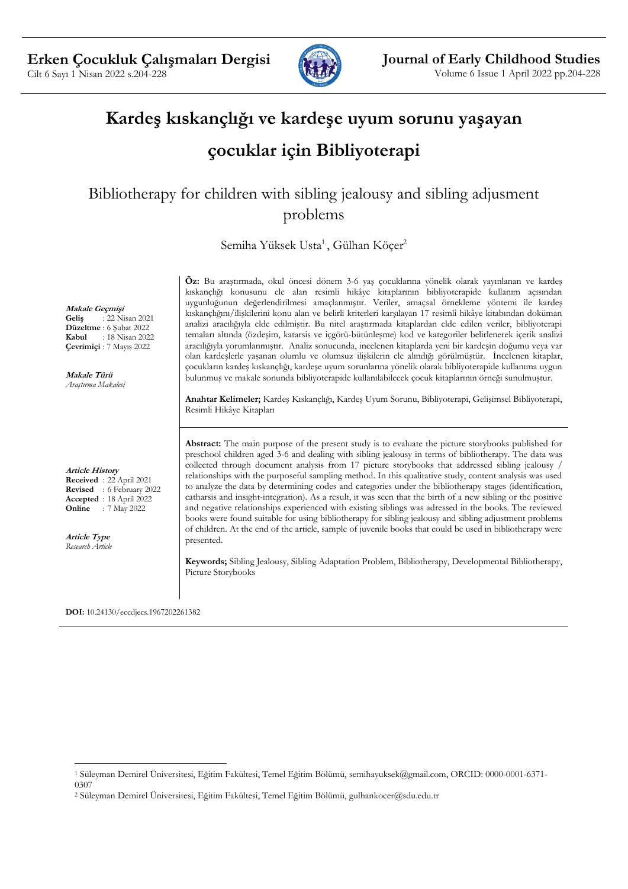# Kardeş kıskançlığı ve kardeşe uyum sorunu yaşayan çocuklar için Bibliyoterapi

## Bibliotherapy for children with sibling jealousy and sibling adjusment problems

Semiha Yüksek Usta[1], Gülhan Köçer[2]

**Makale Geçmişi**
**Geliş** : 22 Nisan 2021
**Düzeltme** : 6 Şubat 2022
**Kabul** : 18 Nisan 2022
**Çevrimiçi** : 7 Mayıs 2022

**Makale Türü**
*Araştırma Makalesi*

**Öz:** Bu araştırmada, okul öncesi dönem 3-6 yaş çocuklarına yönelik olarak yayınlanan ve kardeş kıskançlığı konusunu ele alan resimli hikâye kitaplarının bibliyoterapide kullanım açısından uygunluğunun değerlendirilmesi amaçlanmıştır. Veriler, amaçsal örnekleme yöntemi ile kardeş kıskançlığını/ilişkilerini konu alan ve belirli kriterleri karşılayan 17 resimli hikâye kitabından doküman analizi aracılığıyla elde edilmiştir. Bu nitel araştırmada kitaplardan elde edilen veriler, bibliyoterapi temaları altında (özdeşim, katarsis ve içgörü-bütünleşme) kod ve kategoriler belirlenerek içerik analizi aracılığıyla yorumlanmıştır. Analiz sonucunda, incelenen kitaplarda yeni bir kardeşin doğumu veya var olan kardeşlerle yaşanan olumlu ve olumsuz ilişkilerin ele alındığı görülmüştür. İncelenen kitaplar, çocukların kardeş kıskançlığı, kardeşe uyum sorunlarına yönelik olarak bibliyoterapide kullanıma uygun bulunmuş ve makale sonunda bibliyoterapide kullanılabilecek çocuk kitaplarının örneği sunulmuştur.

**Anahtar Kelimeler;** Kardeş Kıskançlığı, Kardeş Uyum Sorunu, Bibliyoterapi, Gelişimsel Bibliyoterapi, Resimli Hikâye Kitapları

**Article History**
**Received** : 22 April 2021
**Revised** : 6 February 2022
**Accepted** : 18 April 2022
**Online** : 7 May 2022

**Article Type**
*Research Article*

**Abstract:** The main purpose of the present study is to evaluate the picture storybooks published for preschool children aged 3-6 and dealing with sibling jealousy in terms of bibliotherapy. The data was collected through document analysis from 17 picture storybooks that addressed sibling jealousy / relationships with the purposeful sampling method. In this qualitative study, content analysis was used to analyze the data by determining codes and categories under the bibliotherapy stages (identification, catharsis and insight-integration). As a result, it was seen that the birth of a new sibling or the positive and negative relationships experienced with existing siblings was adressed in the books. The reviewed books were found suitable for using bibliotherapy for sibling jealousy and sibling adjustment problems of children. At the end of the article, sample of juvenile books that could be used in bibliotherapy were presented.

**Keywords;** Sibling Jealousy, Sibling Adaptation Problem, Bibliotherapy, Developmental Bibliotherapy, Picture Storybooks

**DOI:** 10.24130/eccdjecs.1967202261382

---

[1] Süleyman Demirel Üniversitesi, Eğitim Fakültesi, Temel Eğitim Bölümü, semihayuksek@gmail.com, ORCID: 0000-0001-6371-0307

[2] Süleyman Demirel Üniversitesi, Eğitim Fakültesi, Temel Eğitim Bölümü, gulhankocer@sdu.edu.tr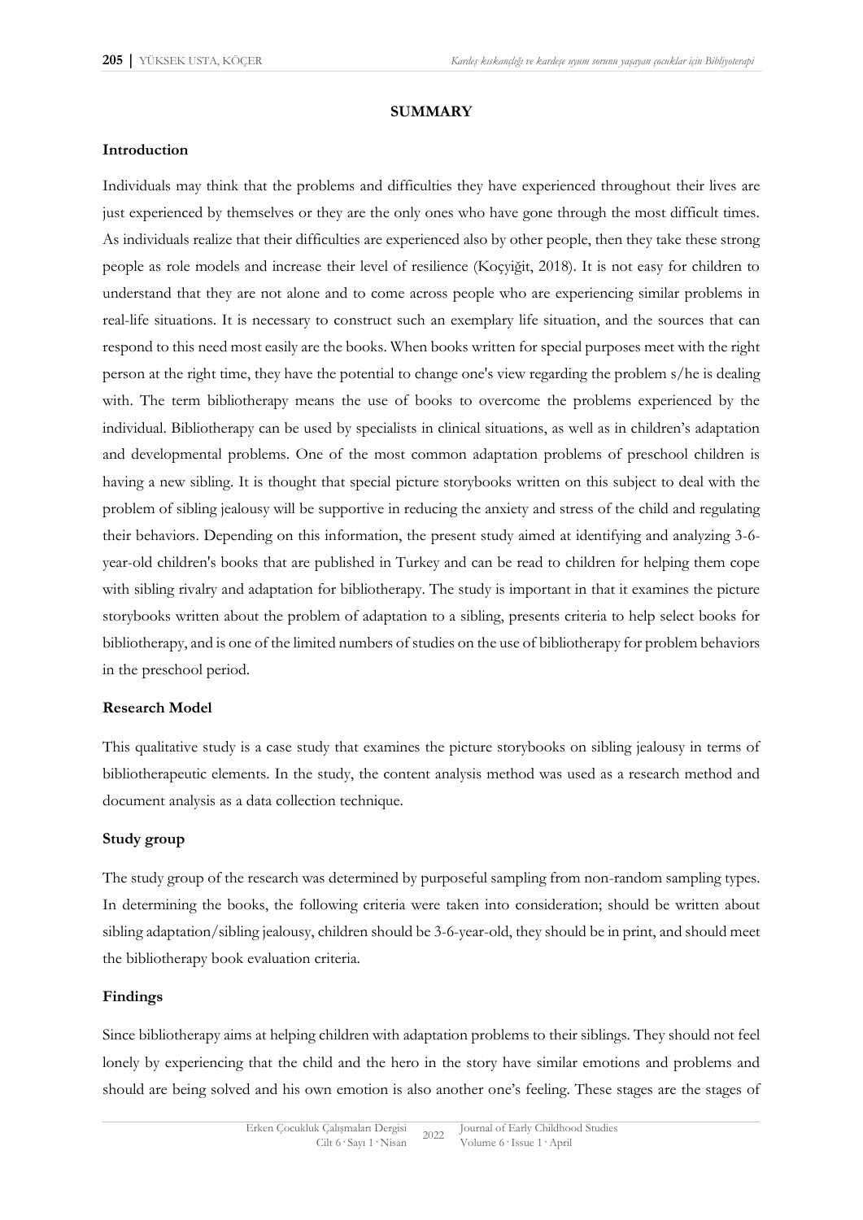## SUMMARY

### Introduction

Individuals may think that the problems and difficulties they have experienced throughout their lives are just experienced by themselves or they are the only ones who have gone through the most difficult times. As individuals realize that their difficulties are experienced also by other people, then they take these strong people as role models and increase their level of resilience (Koçyiğit, 2018). It is not easy for children to understand that they are not alone and to come across people who are experiencing similar problems in real-life situations. It is necessary to construct such an exemplary life situation, and the sources that can respond to this need most easily are the books. When books written for special purposes meet with the right person at the right time, they have the potential to change one's view regarding the problem s/he is dealing with. The term bibliotherapy means the use of books to overcome the problems experienced by the individual. Bibliotherapy can be used by specialists in clinical situations, as well as in children's adaptation and developmental problems. One of the most common adaptation problems of preschool children is having a new sibling. It is thought that special picture storybooks written on this subject to deal with the problem of sibling jealousy will be supportive in reducing the anxiety and stress of the child and regulating their behaviors. Depending on this information, the present study aimed at identifying and analyzing 3-6-year-old children's books that are published in Turkey and can be read to children for helping them cope with sibling rivalry and adaptation for bibliotherapy. The study is important in that it examines the picture storybooks written about the problem of adaptation to a sibling, presents criteria to help select books for bibliotherapy, and is one of the limited numbers of studies on the use of bibliotherapy for problem behaviors in the preschool period.

### Research Model

This qualitative study is a case study that examines the picture storybooks on sibling jealousy in terms of bibliotherapeutic elements. In the study, the content analysis method was used as a research method and document analysis as a data collection technique.

### Study group

The study group of the research was determined by purposeful sampling from non-random sampling types. In determining the books, the following criteria were taken into consideration; should be written about sibling adaptation/sibling jealousy, children should be 3-6-year-old, they should be in print, and should meet the bibliotherapy book evaluation criteria.

### Findings

Since bibliotherapy aims at helping children with adaptation problems to their siblings. They should not feel lonely by experiencing that the child and the hero in the story have similar emotions and problems and should are being solved and his own emotion is also another one's feeling. These stages are the stages of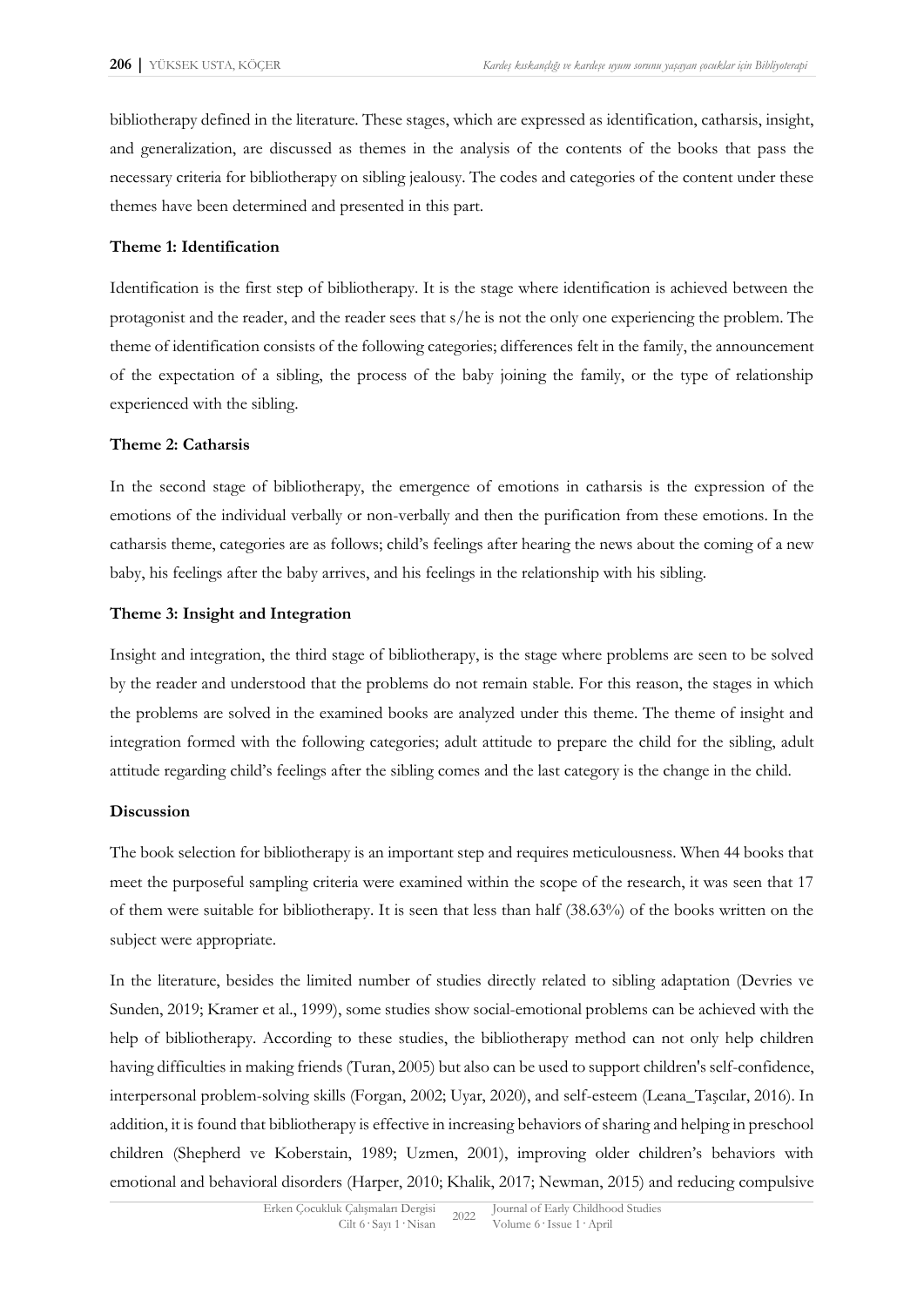bibliotherapy defined in the literature. These stages, which are expressed as identification, catharsis, insight, and generalization, are discussed as themes in the analysis of the contents of the books that pass the necessary criteria for bibliotherapy on sibling jealousy. The codes and categories of the content under these themes have been determined and presented in this part.

**Theme 1: Identification**

Identification is the first step of bibliotherapy. It is the stage where identification is achieved between the protagonist and the reader, and the reader sees that s/he is not the only one experiencing the problem. The theme of identification consists of the following categories; differences felt in the family, the announcement of the expectation of a sibling, the process of the baby joining the family, or the type of relationship experienced with the sibling.

**Theme 2: Catharsis**

In the second stage of bibliotherapy, the emergence of emotions in catharsis is the expression of the emotions of the individual verbally or non-verbally and then the purification from these emotions. In the catharsis theme, categories are as follows; child's feelings after hearing the news about the coming of a new baby, his feelings after the baby arrives, and his feelings in the relationship with his sibling.

**Theme 3: Insight and Integration**

Insight and integration, the third stage of bibliotherapy, is the stage where problems are seen to be solved by the reader and understood that the problems do not remain stable. For this reason, the stages in which the problems are solved in the examined books are analyzed under this theme. The theme of insight and integration formed with the following categories; adult attitude to prepare the child for the sibling, adult attitude regarding child's feelings after the sibling comes and the last category is the change in the child.

**Discussion**

The book selection for bibliotherapy is an important step and requires meticulousness. When 44 books that meet the purposeful sampling criteria were examined within the scope of the research, it was seen that 17 of them were suitable for bibliotherapy. It is seen that less than half (38.63%) of the books written on the subject were appropriate.

In the literature, besides the limited number of studies directly related to sibling adaptation (Devries ve Sunden, 2019; Kramer et al., 1999), some studies show social-emotional problems can be achieved with the help of bibliotherapy. According to these studies, the bibliotherapy method can not only help children having difficulties in making friends (Turan, 2005) but also can be used to support children's self-confidence, interpersonal problem-solving skills (Forgan, 2002; Uyar, 2020), and self-esteem (Leana_Taşcılar, 2016). In addition, it is found that bibliotherapy is effective in increasing behaviors of sharing and helping in preschool children (Shepherd ve Koberstain, 1989; Uzmen, 2001), improving older children's behaviors with emotional and behavioral disorders (Harper, 2010; Khalik, 2017; Newman, 2015) and reducing compulsive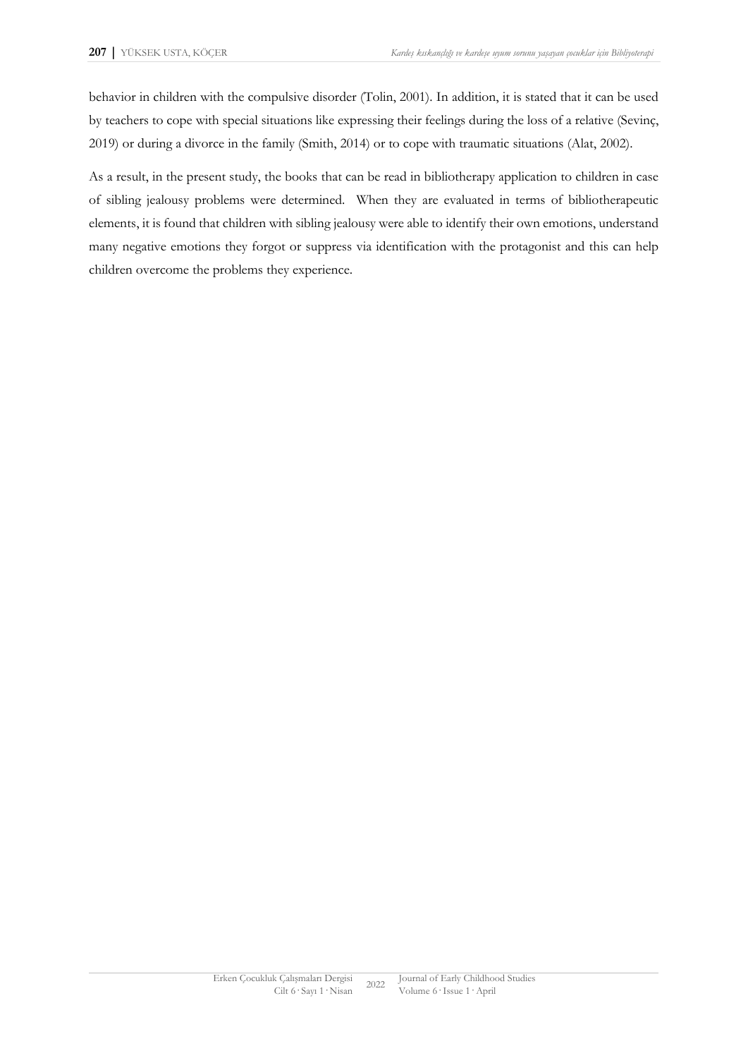behavior in children with the compulsive disorder (Tolin, 2001). In addition, it is stated that it can be used by teachers to cope with special situations like expressing their feelings during the loss of a relative (Sevinç, 2019) or during a divorce in the family (Smith, 2014) or to cope with traumatic situations (Alat, 2002).

As a result, in the present study, the books that can be read in bibliotherapy application to children in case of sibling jealousy problems were determined. When they are evaluated in terms of bibliotherapeutic elements, it is found that children with sibling jealousy were able to identify their own emotions, understand many negative emotions they forgot or suppress via identification with the protagonist and this can help children overcome the problems they experience.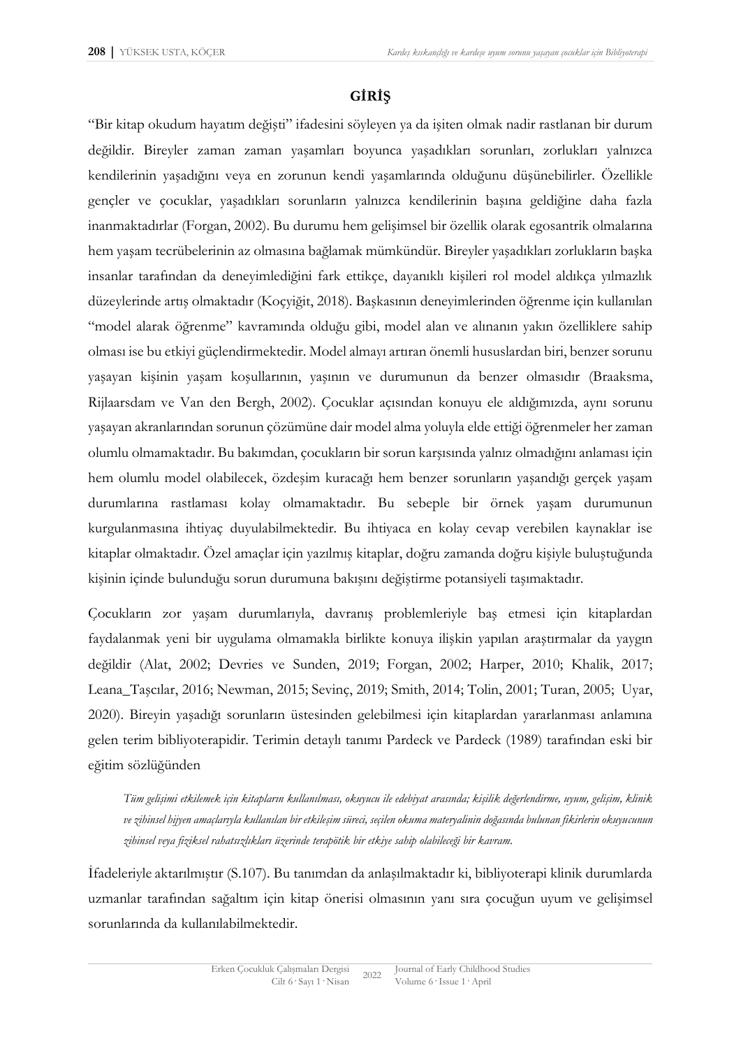## GİRİŞ

"Bir kitap okudum hayatım değişti" ifadesini söyleyen ya da işiten olmak nadir rastlanan bir durum değildir. Bireyler zaman zaman yaşamları boyunca yaşadıkları sorunları, zorlukları yalnızca kendilerinin yaşadığını veya en zorunun kendi yaşamlarında olduğunu düşünebilirler. Özellikle gençler ve çocuklar, yaşadıkları sorunların yalnızca kendilerinin başına geldiğine daha fazla inanmaktadırlar (Forgan, 2002). Bu durumu hem gelişimsel bir özellik olarak egosantrik olmalarına hem yaşam tecrübelerinin az olmasına bağlamak mümkündür. Bireyler yaşadıkları zorlukların başka insanlar tarafından da deneyimlediğini fark ettikçe, dayanıklı kişileri rol model aldıkça yılmazlık düzeylerinde artış olmaktadır (Koçyiğit, 2018). Başkasının deneyimlerinden öğrenme için kullanılan "model alarak öğrenme" kavramında olduğu gibi, model alan ve alınanın yakın özelliklere sahip olması ise bu etkiyi güçlendirmektedir. Model almayı artıran önemli hususlardan biri, benzer sorunu yaşayan kişinin yaşam koşullarının, yaşının ve durumunun da benzer olmasıdır (Braaksma, Rijlaarsdam ve Van den Bergh, 2002). Çocuklar açısından konuyu ele aldığımızda, aynı sorunu yaşayan akranlarından sorunun çözümüne dair model alma yoluyla elde ettiği öğrenmeler her zaman olumlu olmamaktadır. Bu bakımdan, çocukların bir sorun karşısında yalnız olmadığını anlaması için hem olumlu model olabilecek, özdeşim kuracağı hem benzer sorunların yaşandığı gerçek yaşam durumlarına rastlaması kolay olmamaktadır. Bu sebeple bir örnek yaşam durumunun kurgulanmasına ihtiyaç duyulabilmektedir. Bu ihtiyaca en kolay cevap verebilen kaynaklar ise kitaplar olmaktadır. Özel amaçlar için yazılmış kitaplar, doğru zamanda doğru kişiyle buluştuğunda kişinin içinde bulunduğu sorun durumuna bakışını değiştirme potansiyeli taşımaktadır.

Çocukların zor yaşam durumlarıyla, davranış problemleriyle baş etmesi için kitaplardan faydalanmak yeni bir uygulama olmamakla birlikte konuya ilişkin yapılan araştırmalar da yaygın değildir (Alat, 2002; Devries ve Sunden, 2019; Forgan, 2002; Harper, 2010; Khalik, 2017; Leana_Taşcılar, 2016; Newman, 2015; Sevinç, 2019; Smith, 2014; Tolin, 2001; Turan, 2005; Uyar, 2020). Bireyin yaşadığı sorunların üstesinden gelebilmesi için kitaplardan yararlanması anlamına gelen terim bibliyoterapidir. Terimin detaylı tanımı Pardeck ve Pardeck (1989) tarafından eski bir eğitim sözlüğünden

> *Tüm gelişimi etkilemek için kitapların kullanılması, okuyucu ile edebiyat arasında; kişilik değerlendirme, uyum, gelişim, klinik ve zihinsel hijyen amaçlarıyla kullanılan bir etkileşim süreci, seçilen okuma materyalinin doğasında bulunan fikirlerin okuyucunun zihinsel veya fiziksel rahatsızlıkları üzerinde terapötik bir etkiye sahip olabileceği bir kavram.*

İfadeleriyle aktarılmıştır (S.107). Bu tanımdan da anlaşılmaktadır ki, bibliyoterapi klinik durumlarda uzmanlar tarafından sağaltım için kitap önerisi olmasının yanı sıra çocuğun uyum ve gelişimsel sorunlarında da kullanılabilmektedir.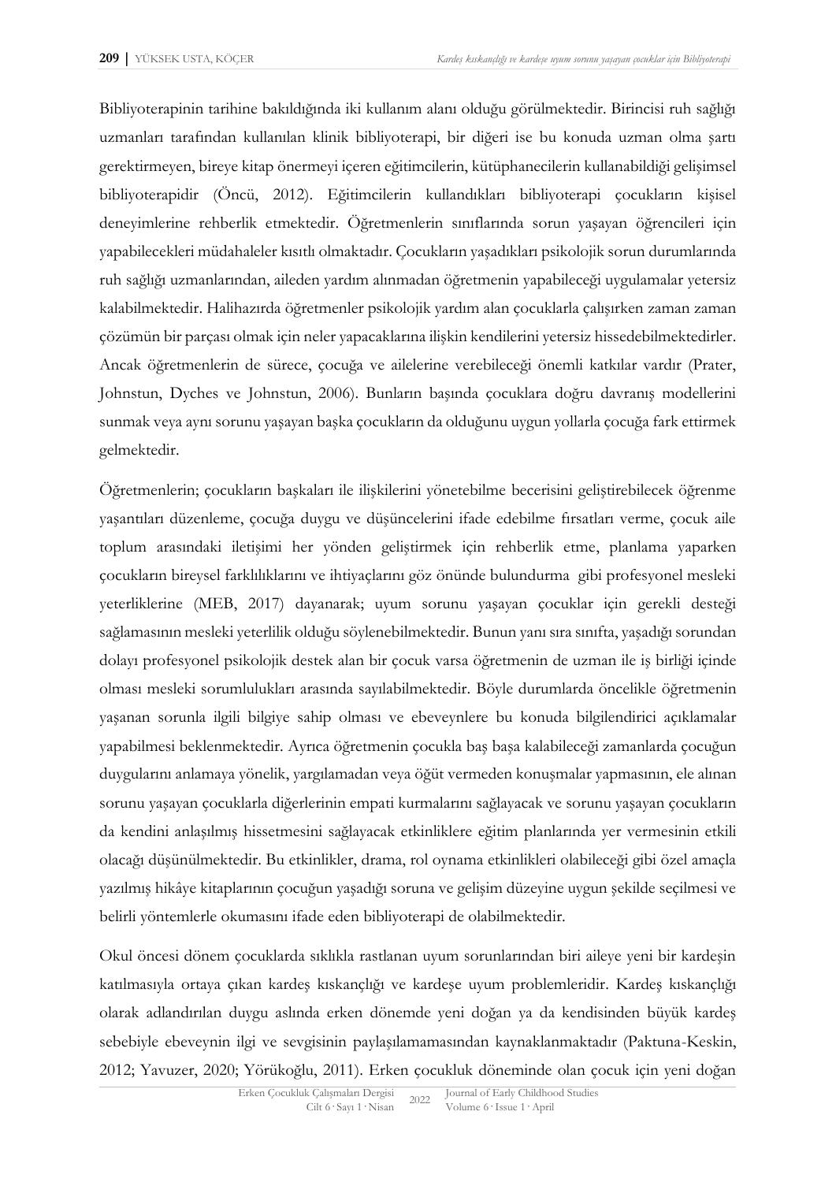Bibliyoterapinin tarihine bakıldığında iki kullanım alanı olduğu görülmektedir. Birincisi ruh sağlığı uzmanları tarafından kullanılan klinik bibliyoterapi, bir diğeri ise bu konuda uzman olma şartı gerektirmeyen, bireye kitap önermeyi içeren eğitimcilerin, kütüphanecilerin kullanabildiği gelişimsel bibliyoterapidir (Öncü, 2012). Eğitimcilerin kullandıkları bibliyoterapi çocukların kişisel deneyimlerine rehberlik etmektedir. Öğretmenlerin sınıflarında sorun yaşayan öğrencileri için yapabilecekleri müdahaleler kısıtlı olmaktadır. Çocukların yaşadıkları psikolojik sorun durumlarında ruh sağlığı uzmanlarından, aileden yardım alınmadan öğretmenin yapabileceği uygulamalar yetersiz kalabilmektedir. Halihazırda öğretmenler psikolojik yardım alan çocuklarla çalışırken zaman zaman çözümün bir parçası olmak için neler yapacaklarına ilişkin kendilerini yetersiz hissedebilmektedirler. Ancak öğretmenlerin de sürece, çocuğa ve ailelerine verebileceği önemli katkılar vardır (Prater, Johnstun, Dyches ve Johnstun, 2006). Bunların başında çocuklara doğru davranış modellerini sunmak veya aynı sorunu yaşayan başka çocukların da olduğunu uygun yollarla çocuğa fark ettirmek gelmektedir.

Öğretmenlerin; çocukların başkaları ile ilişkilerini yönetebilme becerisini geliştirebilecek öğrenme yaşantıları düzenleme, çocuğa duygu ve düşüncelerini ifade edebilme fırsatları verme, çocuk aile toplum arasındaki iletişimi her yönden geliştirmek için rehberlik etme, planlama yaparken çocukların bireysel farklılıklarını ve ihtiyaçlarını göz önünde bulundurma gibi profesyonel mesleki yeterliklerine (MEB, 2017) dayanarak; uyum sorunu yaşayan çocuklar için gerekli desteği sağlamasının mesleki yeterlilik olduğu söylenebilmektedir. Bunun yanı sıra sınıfta, yaşadığı sorundan dolayı profesyonel psikolojik destek alan bir çocuk varsa öğretmenin de uzman ile iş birliği içinde olması mesleki sorumlulukları arasında sayılabilmektedir. Böyle durumlarda öncelikle öğretmenin yaşanan sorunla ilgili bilgiye sahip olması ve ebeveynlere bu konuda bilgilendirici açıklamalar yapabilmesi beklenmektedir. Ayrıca öğretmenin çocukla baş başa kalabileceği zamanlarda çocuğun duygularını anlamaya yönelik, yargılamadan veya öğüt vermeden konuşmalar yapmasının, ele alınan sorunu yaşayan çocuklarla diğerlerinin empati kurmalarını sağlayacak ve sorunu yaşayan çocukların da kendini anlaşılmış hissetmesini sağlayacak etkinliklere eğitim planlarında yer vermesinin etkili olacağı düşünülmektedir. Bu etkinlikler, drama, rol oynama etkinlikleri olabileceği gibi özel amaçla yazılmış hikâye kitaplarının çocuğun yaşadığı soruna ve gelişim düzeyine uygun şekilde seçilmesi ve belirli yöntemlerle okumasını ifade eden bibliyoterapi de olabilmektedir.

Okul öncesi dönem çocuklarda sıklıkla rastlanan uyum sorunlarından biri aileye yeni bir kardeşin katılmasıyla ortaya çıkan kardeş kıskançlığı ve kardeşe uyum problemleridir. Kardeş kıskançlığı olarak adlandırılan duygu aslında erken dönemde yeni doğan ya da kendisinden büyük kardeş sebebiyle ebeveynin ilgi ve sevgisinin paylaşılamamasından kaynaklanmaktadır (Paktuna-Keskin, 2012; Yavuzer, 2020; Yörükoğlu, 2011). Erken çocukluk döneminde olan çocuk için yeni doğan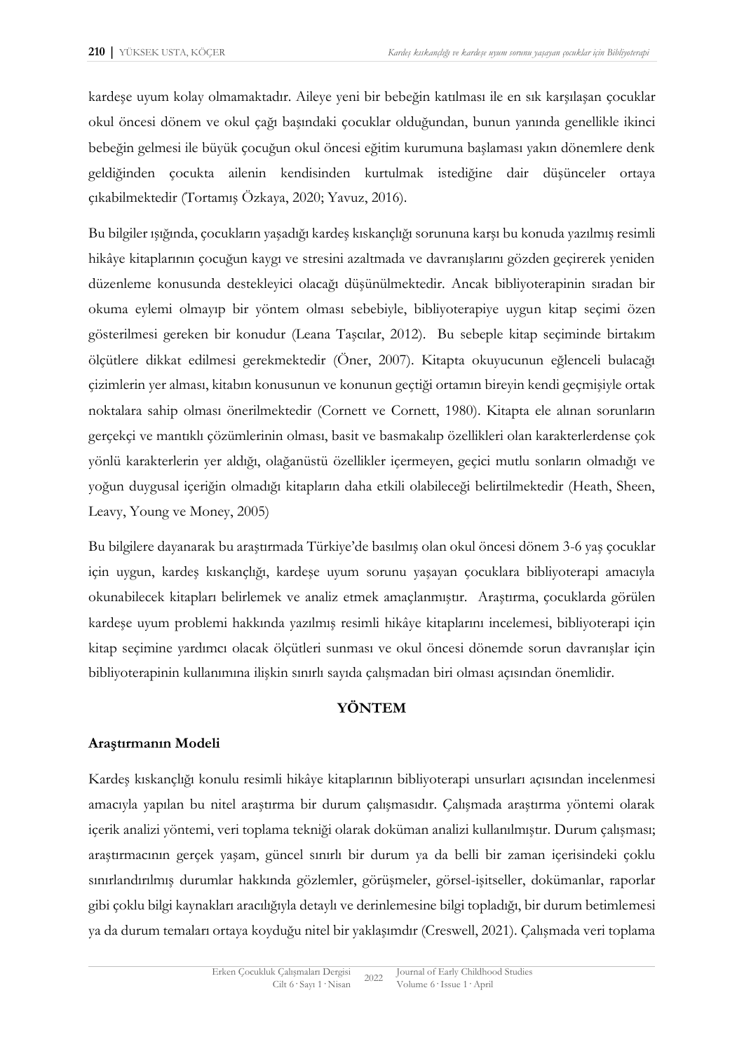kardeşe uyum kolay olmamaktadır. Aileye yeni bir bebeğin katılması ile en sık karşılaşan çocuklar okul öncesi dönem ve okul çağı başındaki çocuklar olduğundan, bunun yanında genellikle ikinci bebeğin gelmesi ile büyük çocuğun okul öncesi eğitim kurumuna başlaması yakın dönemlere denk geldiğinden çocukta ailenin kendisinden kurtulmak istediğine dair düşünceler ortaya çıkabilmektedir (Tortamış Özkaya, 2020; Yavuz, 2016).

Bu bilgiler ışığında, çocukların yaşadığı kardeş kıskançlığı sorununa karşı bu konuda yazılmış resimli hikâye kitaplarının çocuğun kaygı ve stresini azaltmada ve davranışlarını gözden geçirerek yeniden düzenleme konusunda destekleyici olacağı düşünülmektedir. Ancak bibliyoterapinin sıradan bir okuma eylemi olmayıp bir yöntem olması sebebiyle, bibliyoterapiye uygun kitap seçimi özen gösterilmesi gereken bir konudur (Leana Taşcılar, 2012). Bu sebeple kitap seçiminde birtakım ölçütlere dikkat edilmesi gerekmektedir (Öner, 2007). Kitapta okuyucunun eğlenceli bulacağı çizimlerin yer alması, kitabın konusunun ve konunun geçtiği ortamın bireyin kendi geçmişiyle ortak noktalara sahip olması önerilmektedir (Cornett ve Cornett, 1980). Kitapta ele alınan sorunların gerçekçi ve mantıklı çözümlerinin olması, basit ve basmakalıp özellikleri olan karakterlerdense çok yönlü karakterlerin yer aldığı, olağanüstü özellikler içermeyen, geçici mutlu sonların olmadığı ve yoğun duygusal içeriğin olmadığı kitapların daha etkili olabileceği belirtilmektedir (Heath, Sheen, Leavy, Young ve Money, 2005)

Bu bilgilere dayanarak bu araştırmada Türkiye'de basılmış olan okul öncesi dönem 3-6 yaş çocuklar için uygun, kardeş kıskançlığı, kardeşe uyum sorunu yaşayan çocuklara bibliyoterapi amacıyla okunabilecek kitapları belirlemek ve analiz etmek amaçlanmıştır. Araştırma, çocuklarda görülen kardeşe uyum problemi hakkında yazılmış resimli hikâye kitaplarını incelemesi, bibliyoterapi için kitap seçimine yardımcı olacak ölçütleri sunması ve okul öncesi dönemde sorun davranışlar için bibliyoterapinin kullanımına ilişkin sınırlı sayıda çalışmadan biri olması açısından önemlidir.

## YÖNTEM

### Araştırmanın Modeli

Kardeş kıskançlığı konulu resimli hikâye kitaplarının bibliyoterapi unsurları açısından incelenmesi amacıyla yapılan bu nitel araştırma bir durum çalışmasıdır. Çalışmada araştırma yöntemi olarak içerik analizi yöntemi, veri toplama tekniği olarak doküman analizi kullanılmıştır. Durum çalışması; araştırmacının gerçek yaşam, güncel sınırlı bir durum ya da belli bir zaman içerisindeki çoklu sınırlandırılmış durumlar hakkında gözlemler, görüşmeler, görsel-işitseller, dokümanlar, raporlar gibi çoklu bilgi kaynakları aracılığıyla detaylı ve derinlemesine bilgi topladığı, bir durum betimlemesi ya da durum temaları ortaya koyduğu nitel bir yaklaşımdır (Creswell, 2021). Çalışmada veri toplama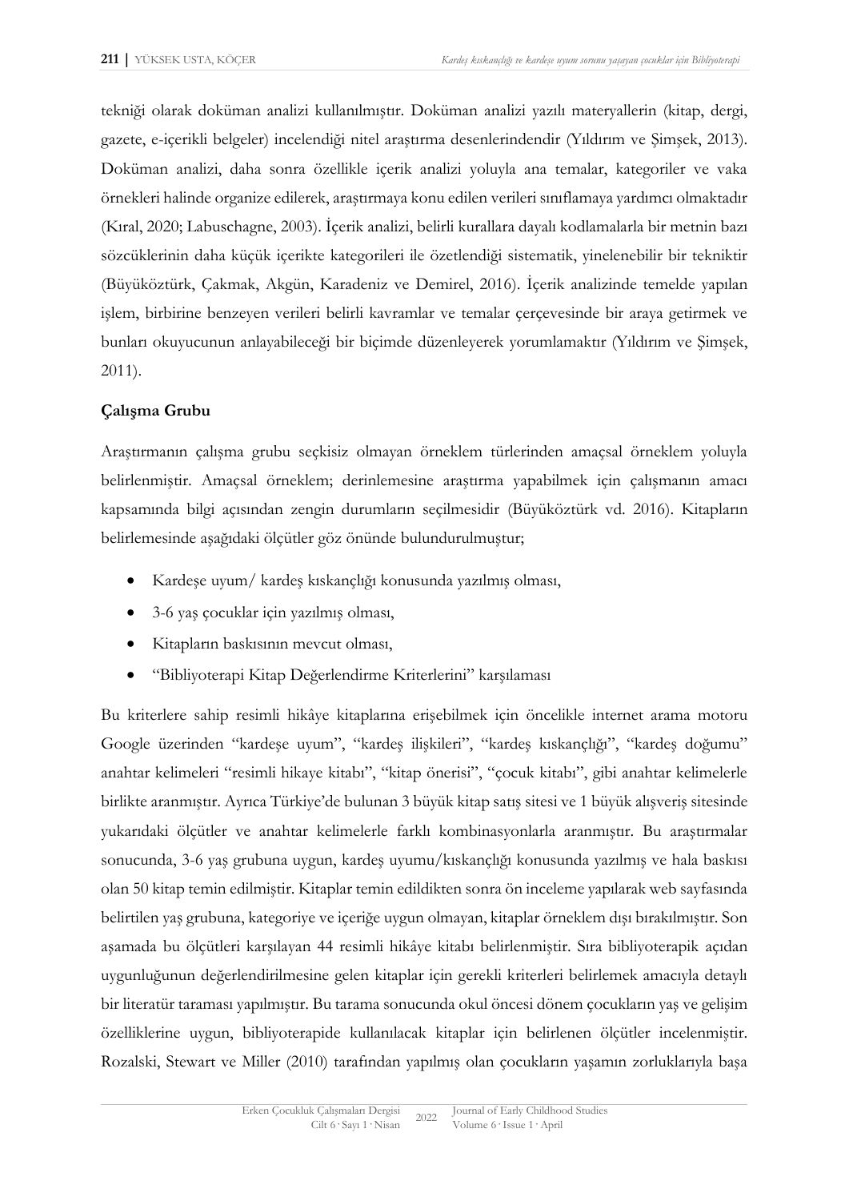tekniği olarak doküman analizi kullanılmıştır. Doküman analizi yazılı materyallerin (kitap, dergi, gazete, e-içerikli belgeler) incelendiği nitel araştırma desenlerindendir (Yıldırım ve Şimşek, 2013). Doküman analizi, daha sonra özellikle içerik analizi yoluyla ana temalar, kategoriler ve vaka örnekleri halinde organize edilerek, araştırmaya konu edilen verileri sınıflamaya yardımcı olmaktadır (Kıral, 2020; Labuschagne, 2003). İçerik analizi, belirli kurallara dayalı kodlamalarla bir metnin bazı sözcüklerinin daha küçük içerikte kategorileri ile özetlendiği sistematik, yinelenebilir bir tekniktir (Büyüköztürk, Çakmak, Akgün, Karadeniz ve Demirel, 2016). İçerik analizinde temelde yapılan işlem, birbirine benzeyen verileri belirli kavramlar ve temalar çerçevesinde bir araya getirmek ve bunları okuyucunun anlayabileceği bir biçimde düzenleyerek yorumlamaktır (Yıldırım ve Şimşek, 2011).

### Çalışma Grubu

Araştırmanın çalışma grubu seçkisiz olmayan örneklem türlerinden amaçsal örneklem yoluyla belirlenmiştir. Amaçsal örneklem; derinlemesine araştırma yapabilmek için çalışmanın amacı kapsamında bilgi açısından zengin durumların seçilmesidir (Büyüköztürk vd. 2016). Kitapların belirlemesinde aşağıdaki ölçütler göz önünde bulundurulmuştur;

- Kardeşe uyum/ kardeş kıskançlığı konusunda yazılmış olması,
- 3-6 yaş çocuklar için yazılmış olması,
- Kitapların baskısının mevcut olması,
- "Bibliyoterapi Kitap Değerlendirme Kriterlerini" karşılaması

Bu kriterlere sahip resimli hikâye kitaplarına erişebilmek için öncelikle internet arama motoru Google üzerinden "kardeşe uyum", "kardeş ilişkileri", "kardeş kıskançlığı", "kardeş doğumu" anahtar kelimeleri "resimli hikaye kitabı", "kitap önerisi", "çocuk kitabı", gibi anahtar kelimelerle birlikte aranmıştır. Ayrıca Türkiye'de bulunan 3 büyük kitap satış sitesi ve 1 büyük alışveriş sitesinde yukarıdaki ölçütler ve anahtar kelimelerle farklı kombinasyonlarla aranmıştır. Bu araştırmalar sonucunda, 3-6 yaş grubuna uygun, kardeş uyumu/kıskançlığı konusunda yazılmış ve hala baskısı olan 50 kitap temin edilmiştir. Kitaplar temin edildikten sonra ön inceleme yapılarak web sayfasında belirtilen yaş grubuna, kategoriye ve içeriğe uygun olmayan, kitaplar örneklem dışı bırakılmıştır. Son aşamada bu ölçütleri karşılayan 44 resimli hikâye kitabı belirlenmiştir. Sıra bibliyoterapik açıdan uygunluğunun değerlendirilmesine gelen kitaplar için gerekli kriterleri belirlemek amacıyla detaylı bir literatür taraması yapılmıştır. Bu tarama sonucunda okul öncesi dönem çocukların yaş ve gelişim özelliklerine uygun, bibliyoterapide kullanılacak kitaplar için belirlenen ölçütler incelenmiştir. Rozalski, Stewart ve Miller (2010) tarafından yapılmış olan çocukların yaşamın zorluklarıyla başa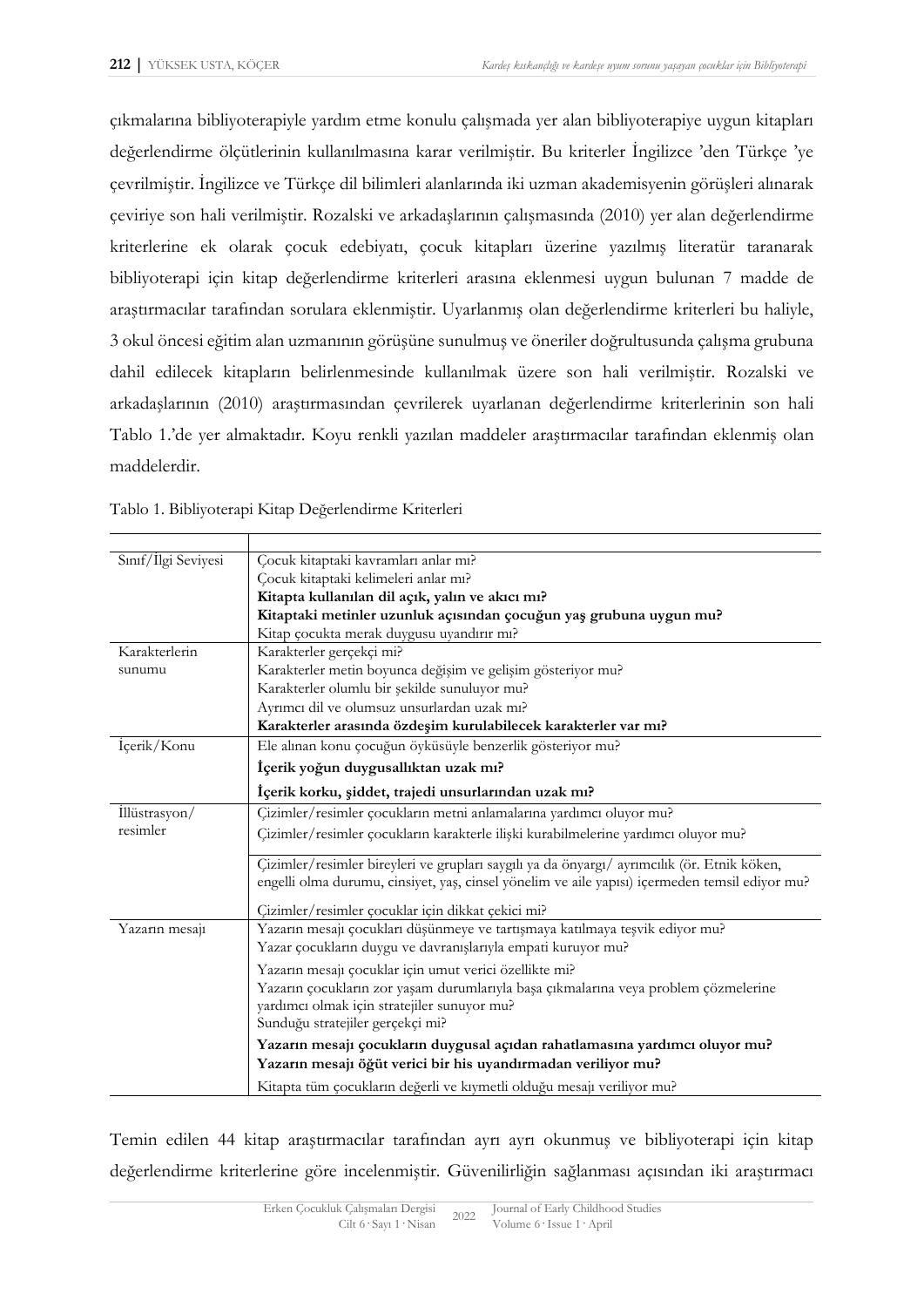çıkmalarına bibliyoterapiyle yardım etme konulu çalışmada yer alan bibliyoterapiye uygun kitapları değerlendirme ölçütlerinin kullanılmasına karar verilmiştir. Bu kriterler İngilizce ’den Türkçe ’ye çevrilmiştir. İngilizce ve Türkçe dil bilimleri alanlarında iki uzman akademisyenin görüşleri alınarak çeviriye son hali verilmiştir. Rozalski ve arkadaşlarının çalışmasında (2010) yer alan değerlendirme kriterlerine ek olarak çocuk edebiyatı, çocuk kitapları üzerine yazılmış literatür taranarak bibliyoterapi için kitap değerlendirme kriterleri arasına eklenmesi uygun bulunan 7 madde de araştırmacılar tarafından sorulara eklenmiştir. Uyarlanmış olan değerlendirme kriterleri bu haliyle, 3 okul öncesi eğitim alan uzmanının görüşüne sunulmuş ve öneriler doğrultusunda çalışma grubuna dahil edilecek kitapların belirlenmesinde kullanılmak üzere son hali verilmiştir. Rozalski ve arkadaşlarının (2010) araştırmasından çevrilerek uyarlanan değerlendirme kriterlerinin son hali Tablo 1.’de yer almaktadır. Koyu renkli yazılan maddeler araştırmacılar tarafından eklenmiş olan maddelerdir.

Tablo 1. Bibliyoterapi Kitap Değerlendirme Kriterleri

| | |
|---|---|
| Sınıf/İlgi Seviyesi | Çocuk kitaptaki kavramları anlar mı?<br>Çocuk kitaptaki kelimeleri anlar mı?<br>**Kitapta kullanılan dil açık, yalın ve akıcı mı?**<br>**Kitaptaki metinler uzunluk açısından çocuğun yaş grubuna uygun mu?**<br>Kitap çocukta merak duygusu uyandırır mı? |
| Karakterlerin sunumu | Karakterler gerçekçi mi?<br>Karakterler metin boyunca değişim ve gelişim gösteriyor mu?<br>Karakterler olumlu bir şekilde sunuluyor mu?<br>Ayrımcı dil ve olumsuz unsurlardan uzak mı?<br>**Karakterler arasında özdeşim kurulabilecek karakterler var mı?** |
| İçerik/Konu | Ele alınan konu çocuğun öyküsüyle benzerlik gösteriyor mu?<br>**İçerik yoğun duygusallıktan uzak mı?**<br>**İçerik korku, şiddet, trajedi unsurlarından uzak mı?** |
| İllüstrasyon/ resimler | Çizimler/resimler çocukların metni anlamalarına yardımcı oluyor mu?<br>Çizimler/resimler çocukların karakterle ilişki kurabilmelerine yardımcı oluyor mu?<br>Çizimler/resimler bireyleri ve grupları saygılı ya da önyargı/ ayrımcılık (ör. Etnik köken, engelli olma durumu, cinsiyet, yaş, cinsel yönelim ve aile yapısı) içermeden temsil ediyor mu?<br>Çizimler/resimler çocuklar için dikkat çekici mi? |
| Yazarın mesajı | Yazarın mesajı çocukları düşünmeye ve tartışmaya katılmaya teşvik ediyor mu?<br>Yazar çocukların duygu ve davranışlarıyla empati kuruyor mu?<br>Yazarın mesajı çocuklar için umut verici özellikte mi?<br>Yazarın çocukların zor yaşam durumlarıyla başa çıkmalarına veya problem çözmelerine yardımcı olmak için stratejiler sunuyor mu?<br>Sunduğu stratejiler gerçekçi mi?<br>**Yazarın mesajı çocukların duygusal açıdan rahatlamasına yardımcı oluyor mu?**<br>**Yazarın mesajı öğüt verici bir his uyandırmadan veriliyor mu?**<br>Kitapta tüm çocukların değerli ve kıymetli olduğu mesajı veriliyor mu? |

Temin edilen 44 kitap araştırmacılar tarafından ayrı ayrı okunmuş ve bibliyoterapi için kitap değerlendirme kriterlerine göre incelenmiştir. Güvenilirliğin sağlanması açısından iki araştırmacı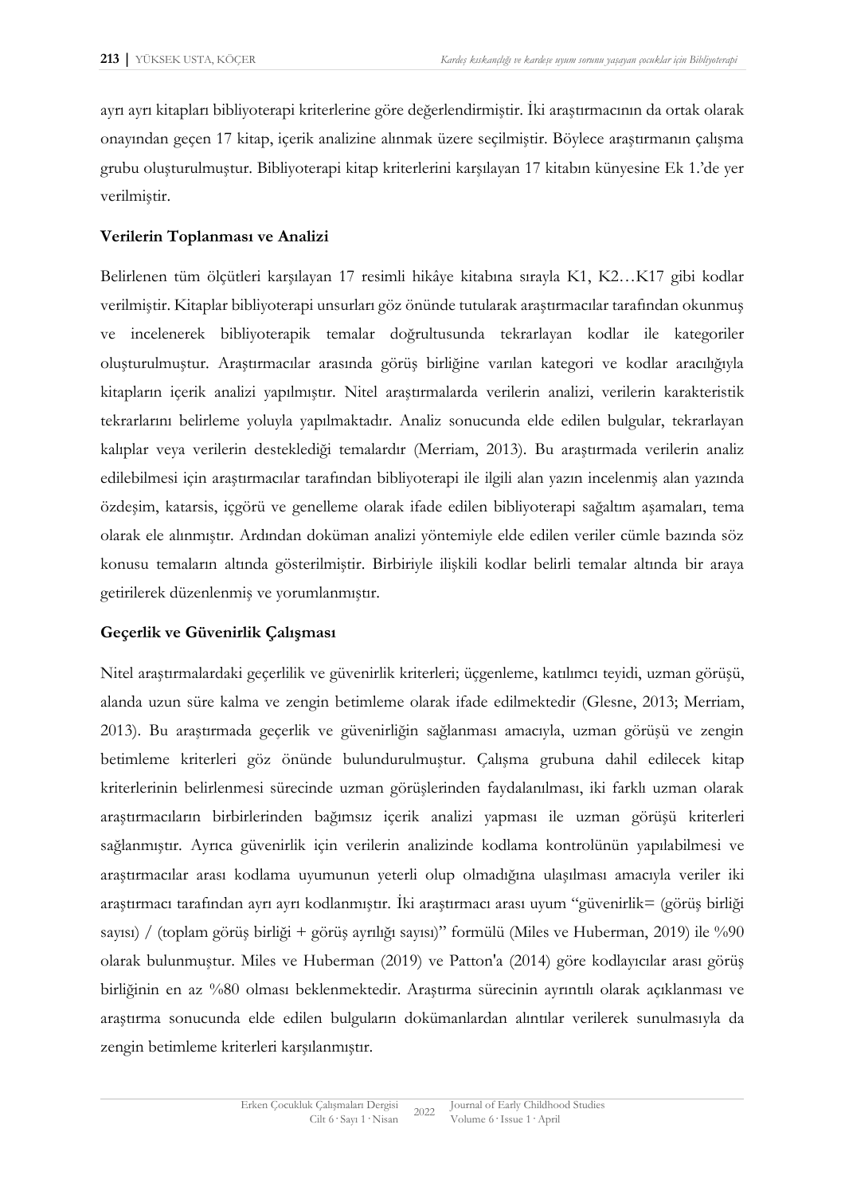ayrı ayrı kitapları bibliyoterapi kriterlerine göre değerlendirmiştir. İki araştırmacının da ortak olarak onayından geçen 17 kitap, içerik analizine alınmak üzere seçilmiştir. Böylece araştırmanın çalışma grubu oluşturulmuştur. Bibliyoterapi kitap kriterlerini karşılayan 17 kitabın künyesine Ek 1.'de yer verilmiştir.

### Verilerin Toplanması ve Analizi

Belirlenen tüm ölçütleri karşılayan 17 resimli hikâye kitabına sırayla K1, K2…K17 gibi kodlar verilmiştir. Kitaplar bibliyoterapi unsurları göz önünde tutularak araştırmacılar tarafından okunmuş ve incelenerek bibliyoterapik temalar doğrultusunda tekrarlayan kodlar ile kategoriler oluşturulmuştur. Araştırmacılar arasında görüş birliğine varılan kategori ve kodlar aracılığıyla kitapların içerik analizi yapılmıştır. Nitel araştırmalarda verilerin analizi, verilerin karakteristik tekrarlarını belirleme yoluyla yapılmaktadır. Analiz sonucunda elde edilen bulgular, tekrarlayan kalıplar veya verilerin desteklediği temalardır (Merriam, 2013). Bu araştırmada verilerin analiz edilebilmesi için araştırmacılar tarafından bibliyoterapi ile ilgili alan yazın incelenmiş alan yazında özdeşim, katarsis, içgörü ve genelleme olarak ifade edilen bibliyoterapi sağaltım aşamaları, tema olarak ele alınmıştır. Ardından doküman analizi yöntemiyle elde edilen veriler cümle bazında söz konusu temaların altında gösterilmiştir. Birbiriyle ilişkili kodlar belirli temalar altında bir araya getirilerek düzenlenmiş ve yorumlanmıştır.

### Geçerlik ve Güvenirlik Çalışması

Nitel araştırmalardaki geçerlilik ve güvenirlik kriterleri; üçgenleme, katılımcı teyidi, uzman görüşü, alanda uzun süre kalma ve zengin betimleme olarak ifade edilmektedir (Glesne, 2013; Merriam, 2013). Bu araştırmada geçerlik ve güvenirliğin sağlanması amacıyla, uzman görüşü ve zengin betimleme kriterleri göz önünde bulundurulmuştur. Çalışma grubuna dahil edilecek kitap kriterlerinin belirlenmesi sürecinde uzman görüşlerinden faydalanılması, iki farklı uzman olarak araştırmacıların birbirlerinden bağımsız içerik analizi yapması ile uzman görüşü kriterleri sağlanmıştır. Ayrıca güvenirlik için verilerin analizinde kodlama kontrolünün yapılabilmesi ve araştırmacılar arası kodlama uyumunun yeterli olup olmadığına ulaşılması amacıyla veriler iki araştırmacı tarafından ayrı ayrı kodlanmıştır. İki araştırmacı arası uyum "güvenirlik= (görüş birliği sayısı) / (toplam görüş birliği + görüş ayrılığı sayısı)" formülü (Miles ve Huberman, 2019) ile %90 olarak bulunmuştur. Miles ve Huberman (2019) ve Patton'a (2014) göre kodlayıcılar arası görüş birliğinin en az %80 olması beklenmektedir. Araştırma sürecinin ayrıntılı olarak açıklanması ve araştırma sonucunda elde edilen bulguların dokümanlardan alıntılar verilerek sunulmasıyla da zengin betimleme kriterleri karşılanmıştır.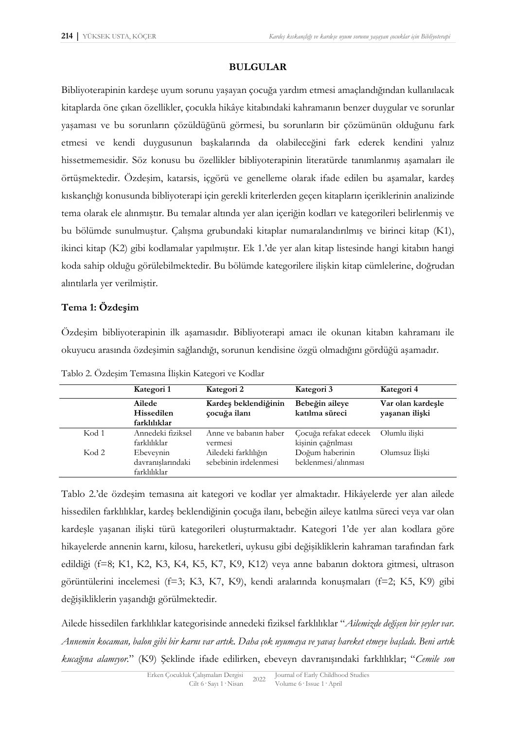## BULGULAR

Bibliyoterapinin kardeşe uyum sorunu yaşayan çocuğa yardım etmesi amaçlandığından kullanılacak kitaplarda öne çıkan özellikler, çocukla hikâye kitabındaki kahramanın benzer duygular ve sorunlar yaşaması ve bu sorunların çözüldüğünü görmesi, bu sorunların bir çözümünün olduğunu fark etmesi ve kendi duygusunun başkalarında da olabileceğini fark ederek kendini yalnız hissetmemesidir. Söz konusu bu özellikler bibliyoterapinin literatürde tanımlanmış aşamaları ile örtüşmektedir. Özdeşim, katarsis, içgörü ve genelleme olarak ifade edilen bu aşamalar, kardeş kıskançlığı konusunda bibliyoterapi için gerekli kriterlerden geçen kitapların içeriklerinin analizinde tema olarak ele alınmıştır. Bu temalar altında yer alan içeriğin kodları ve kategorileri belirlenmiş ve bu bölümde sunulmuştur. Çalışma grubundaki kitaplar numaralandırılmış ve birinci kitap (K1), ikinci kitap (K2) gibi kodlamalar yapılmıştır. Ek 1.'de yer alan kitap listesinde hangi kitabın hangi koda sahip olduğu görülebilmektedir. Bu bölümde kategorilere ilişkin kitap cümlelerine, doğrudan alıntılarla yer verilmiştir.

### Tema 1: Özdeşim

Özdeşim bibliyoterapinin ilk aşamasıdır. Bibliyoterapi amacı ile okunan kitabın kahramanı ile okuyucu arasında özdeşimin sağlandığı, sorunun kendisine özgü olmadığını gördüğü aşamadır.

Tablo 2. Özdeşim Temasına İlişkin Kategori ve Kodlar

| | Kategori 1 | Kategori 2 | Kategori 3 | Kategori 4 |
|---|---|---|---|---|
| | **Ailede Hissedilen farklılıklar** | **Kardeş beklendiğinin çocuğa ilanı** | **Bebeğin aileye katılma süreci** | **Var olan kardeşle yaşanan ilişki** |
| Kod 1 | Annedeki fiziksel farklılıklar | Anne ve babanın haber vermesi | Çocuğa refakat edecek kişinin çağrılması | Olumlu ilişki |
| Kod 2 | Ebeveynin davranışlarındaki farklılıklar | Ailedeki farklılığın sebebinin irdelenmesi | Doğum haberinin beklenmesi/alınması | Olumsuz İlişki |

Tablo 2.'de özdeşim temasına ait kategori ve kodlar yer almaktadır. Hikâyelerde yer alan ailede hissedilen farklılıklar, kardeş beklendiğinin çocuğa ilanı, bebeğin aileye katılma süreci veya var olan kardeşle yaşanan ilişki türü kategorileri oluşturmaktadır. Kategori 1'de yer alan kodlara göre hikayelerde annenin karnı, kilosu, hareketleri, uykusu gibi değişikliklerin kahraman tarafından fark edildiği (f=8; K1, K2, K3, K4, K5, K7, K9, K12) veya anne babanın doktora gitmesi, ultrason görüntülerini incelemesi (f=3; K3, K7, K9), kendi aralarında konuşmaları (f=2; K5, K9) gibi değişikliklerin yaşandığı görülmektedir.

Ailede hissedilen farklılıklar kategorisinde annedeki fiziksel farklılıklar "*Ailemizde değişen bir şeyler var. Annemin kocaman, balon gibi bir karnı var artık. Daha çok uyumaya ve yavaş hareket etmeye başladı. Beni artık kucağına alamıyor.*" (K9) Şeklinde ifade edilirken, ebeveyn davranışındaki farklılıklar; "*Cemile son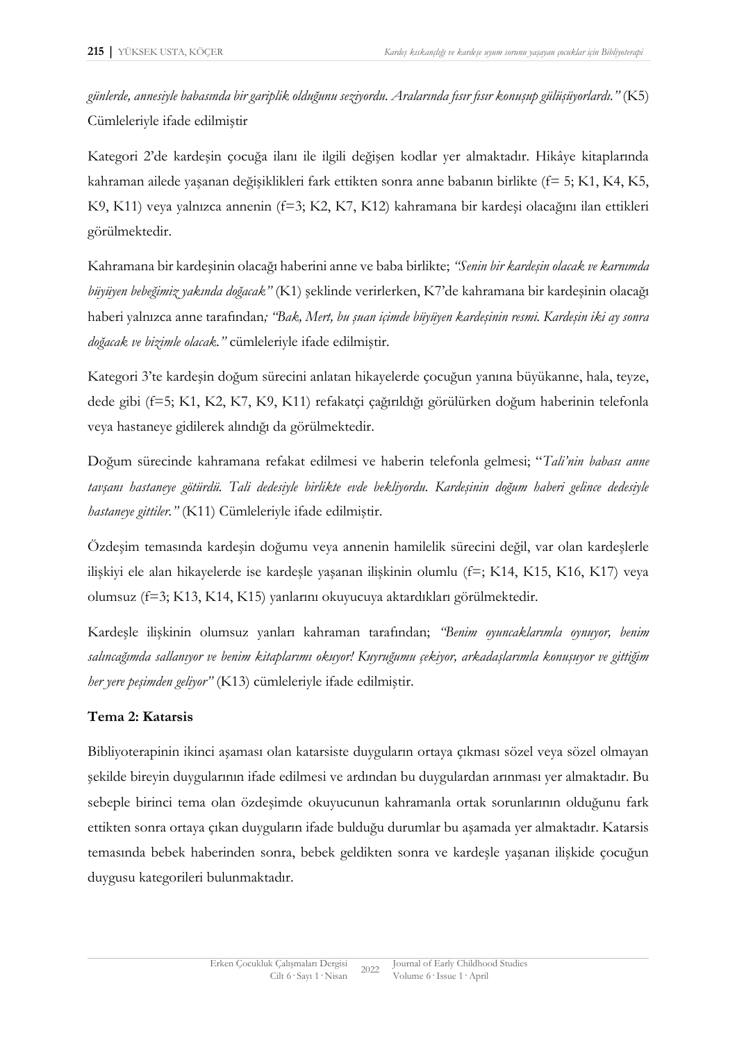*günlerde, annesiyle babasında bir gariplik olduğunu seziyordu. Aralarında fısır fısır konuşup gülüşüyorlardı."* (K5) Cümleleriyle ifade edilmiştir

Kategori 2'de kardeşin çocuğa ilanı ile ilgili değişen kodlar yer almaktadır. Hikâye kitaplarında kahraman ailede yaşanan değişiklikleri fark ettikten sonra anne babanın birlikte (f= 5; K1, K4, K5, K9, K11) veya yalnızca annenin (f=3; K2, K7, K12) kahramana bir kardeşi olacağını ilan ettikleri görülmektedir.

Kahramana bir kardeşinin olacağı haberini anne ve baba birlikte; *"Senin bir kardeşin olacak ve karnımda büyüyen bebeğimiz yakında doğacak"* (K1) şeklinde verirlerken, K7'de kahramana bir kardeşinin olacağı haberi yalnızca anne tarafından*; "Bak, Mert, bu şuan içimde büyüyen kardeşinin resmi. Kardeşin iki ay sonra doğacak ve bizimle olacak."* cümleleriyle ifade edilmiştir.

Kategori 3'te kardeşin doğum sürecini anlatan hikayelerde çocuğun yanına büyükanne, hala, teyze, dede gibi (f=5; K1, K2, K7, K9, K11) refakatçi çağırıldığı görülürken doğum haberinin telefonla veya hastaneye gidilerek alındığı da görülmektedir.

Doğum sürecinde kahramana refakat edilmesi ve haberin telefonla gelmesi; "*Tali'nin babası anne tavşanı hastaneye götürdü. Tali dedesiyle birlikte evde bekliyordu. Kardeşinin doğum haberi gelince dedesiyle hastaneye gittiler."* (K11) Cümleleriyle ifade edilmiştir.

Özdeşim temasında kardeşin doğumu veya annenin hamilelik sürecini değil, var olan kardeşlerle ilişkiyi ele alan hikayelerde ise kardeşle yaşanan ilişkinin olumlu (f=; K14, K15, K16, K17) veya olumsuz (f=3; K13, K14, K15) yanlarını okuyucuya aktardıkları görülmektedir.

Kardeşle ilişkinin olumsuz yanları kahraman tarafından; *"Benim oyuncaklarımla oynuyor, benim salıncağımda sallanıyor ve benim kitaplarımı okuyor! Kuyruğumu çekiyor, arkadaşlarımla konuşuyor ve gittiğim her yere peşimden geliyor"* (K13) cümleleriyle ifade edilmiştir.

**Tema 2: Katarsis**

Bibliyoterapinin ikinci aşaması olan katarsiste duyguların ortaya çıkması sözel veya sözel olmayan şekilde bireyin duygularının ifade edilmesi ve ardından bu duygulardan arınması yer almaktadır. Bu sebeple birinci tema olan özdeşimde okuyucunun kahramanla ortak sorunlarının olduğunu fark ettikten sonra ortaya çıkan duyguların ifade bulduğu durumlar bu aşamada yer almaktadır. Katarsis temasında bebek haberinden sonra, bebek geldikten sonra ve kardeşle yaşanan ilişkide çocuğun duygusu kategorileri bulunmaktadır.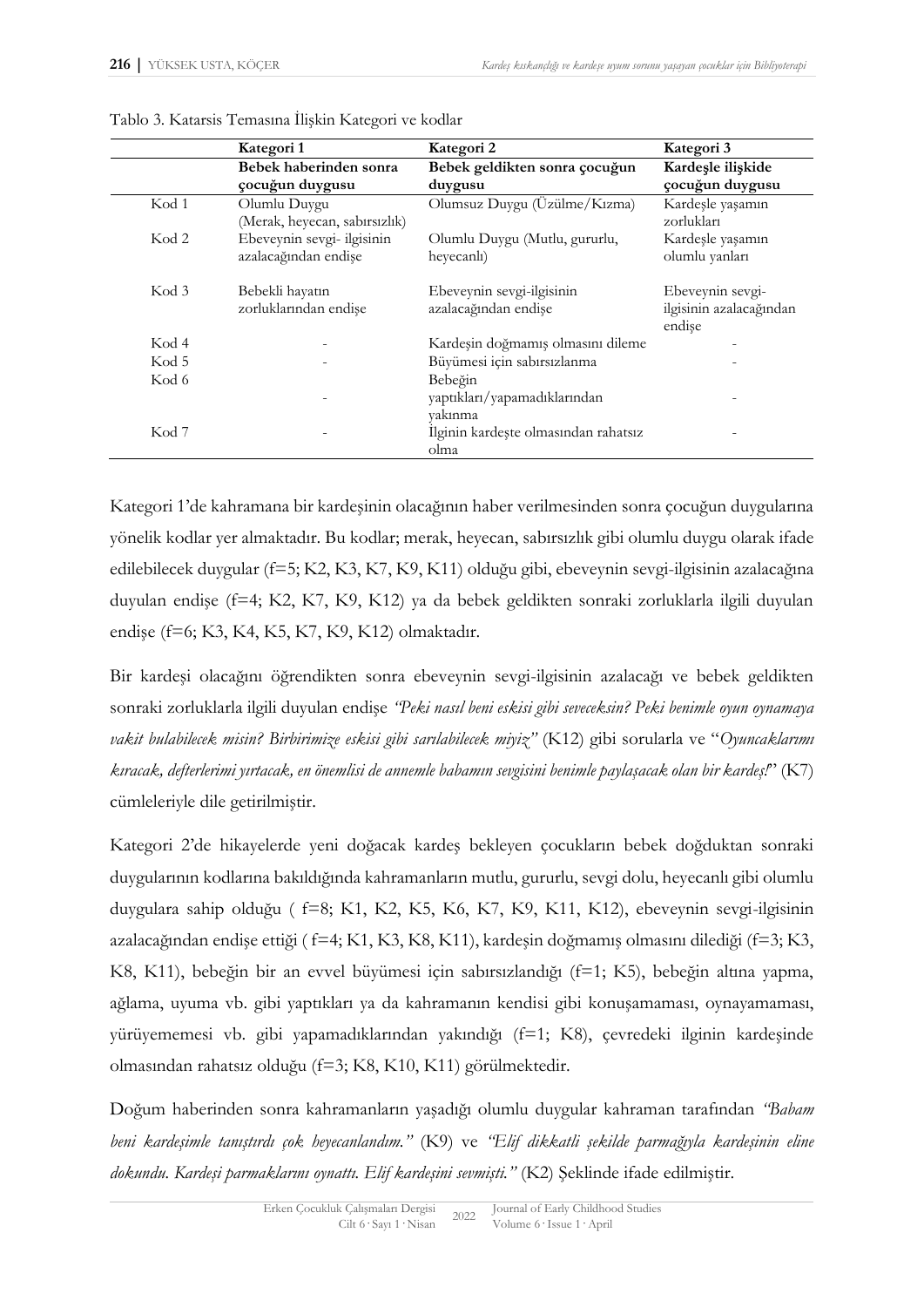Tablo 3. Katarsis Temasına İlişkin Kategori ve kodlar

| | Kategori 1 | Kategori 2 | Kategori 3 |
|---|---|---|---|
| | **Bebek haberinden sonra çocuğun duygusu** | **Bebek geldikten sonra çocuğun duygusu** | **Kardeşle ilişkide çocuğun duygusu** |
| Kod 1 | Olumlu Duygu (Merak, heyecan, sabırsızlık) | Olumsuz Duygu (Üzülme/Kızma) | Kardeşle yaşamın zorlukları |
| Kod 2 | Ebeveynin sevgi- ilgisinin azalacağından endişe | Olumlu Duygu (Mutlu, gururlu, heyecanlı) | Kardeşle yaşamın olumlu yanları |
| Kod 3 | Bebekli hayatın zorluklarından endişe | Ebeveynin sevgi-ilgisinin azalacağından endişe | Ebeveynin sevgi-ilgisinin azalacağından endişe |
| Kod 4 | - | Kardeşin doğmamış olmasını dileme | - |
| Kod 5 | - | Büyümesi için sabırsızlanma | - |
| Kod 6 | - | Bebeğin yaptıkları/yapamadıklarından yakınma | - |
| Kod 7 | - | İlginin kardeşte olmasından rahatsız olma | - |

Kategori 1'de kahramana bir kardeşinin olacağının haber verilmesinden sonra çocuğun duygularına yönelik kodlar yer almaktadır. Bu kodlar; merak, heyecan, sabırsızlık gibi olumlu duygu olarak ifade edilebilecek duygular (f=5; K2, K3, K7, K9, K11) olduğu gibi, ebeveynin sevgi-ilgisinin azalacağına duyulan endişe (f=4; K2, K7, K9, K12) ya da bebek geldikten sonraki zorluklarla ilgili duyulan endişe (f=6; K3, K4, K5, K7, K9, K12) olmaktadır.

Bir kardeşi olacağını öğrendikten sonra ebeveynin sevgi-ilgisinin azalacağı ve bebek geldikten sonraki zorluklarla ilgili duyulan endişe *"Peki nasıl beni eskisi gibi seveceksin? Peki benimle oyun oynamaya vakit bulabilecek misin? Birbirimize eskisi gibi sarılabilecek miyiz"* (K12) gibi sorularla ve "*Oyuncaklarımı kıracak, defterlerimi yırtacak, en önemlisi de annemle babamın sevgisini benimle paylaşacak olan bir kardeş!*" (K7) cümleleriyle dile getirilmiştir.

Kategori 2'de hikayelerde yeni doğacak kardeş bekleyen çocukların bebek doğduktan sonraki duygularının kodlarına bakıldığında kahramanların mutlu, gururlu, sevgi dolu, heyecanlı gibi olumlu duygulara sahip olduğu ( f=8; K1, K2, K5, K6, K7, K9, K11, K12), ebeveynin sevgi-ilgisinin azalacağından endişe ettiği ( f=4; K1, K3, K8, K11), kardeşin doğmamış olmasını dilediği (f=3; K3, K8, K11), bebeğin bir an evvel büyümesi için sabırsızlandığı (f=1; K5), bebeğin altına yapma, ağlama, uyuma vb. gibi yaptıkları ya da kahramanın kendisi gibi konuşamaması, oynayamaması, yürüyememesi vb. gibi yapamadıklarından yakındığı (f=1; K8), çevredeki ilginin kardeşinde olmasından rahatsız olduğu (f=3; K8, K10, K11) görülmektedir.

Doğum haberinden sonra kahramanların yaşadığı olumlu duygular kahraman tarafından *"Babam beni kardeşimle tanıştırdı çok heyecanlandım."* (K9) ve *"Elif dikkatli şekilde parmağıyla kardeşinin eline dokundu. Kardeşi parmaklarını oynattı. Elif kardeşini sevmişti."* (K2) Şeklinde ifade edilmiştir.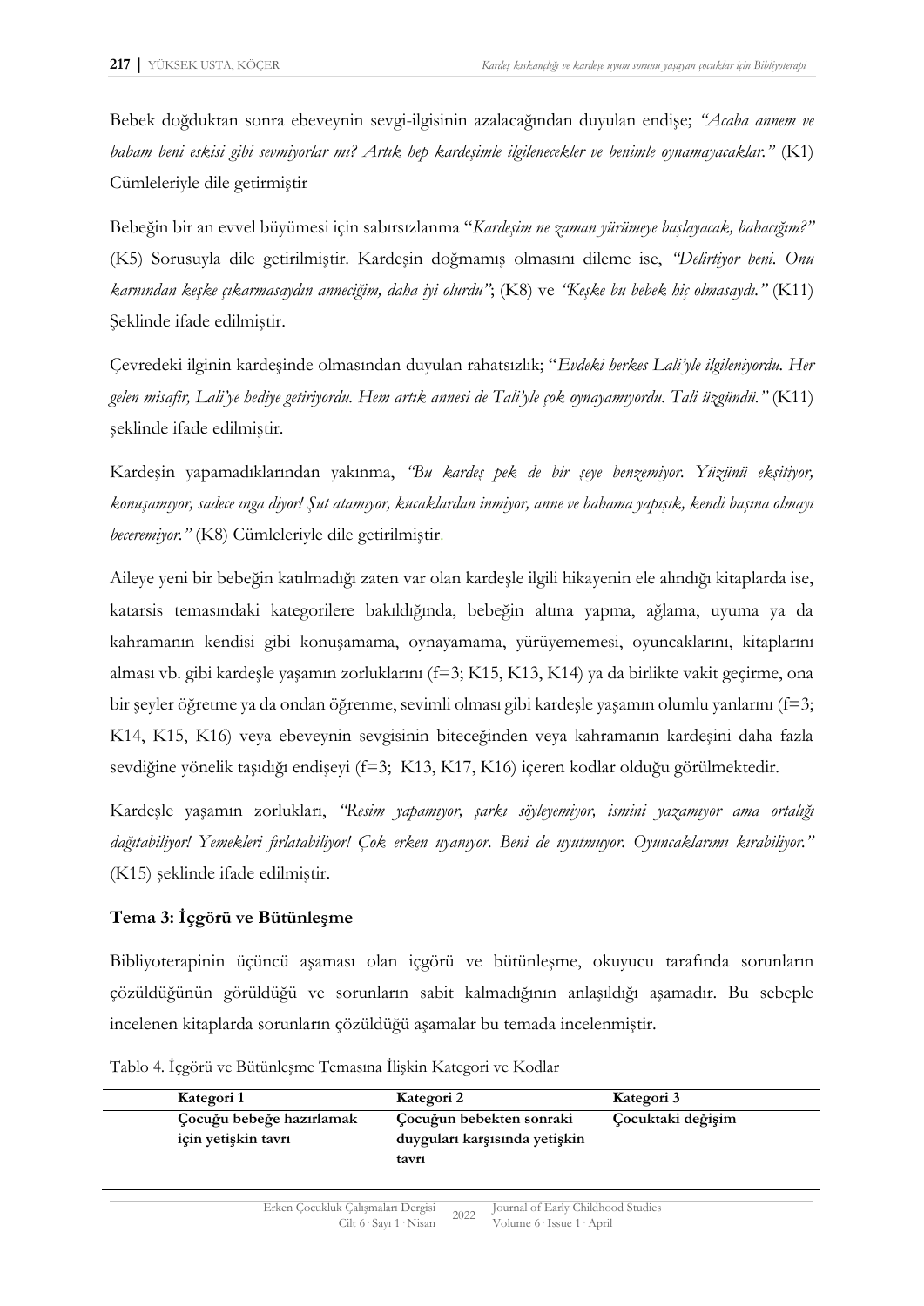Bebek doğduktan sonra ebeveynin sevgi-ilgisinin azalacağından duyulan endişe; *"Acaba annem ve babam beni eskisi gibi sevmiyorlar mı? Artık hep kardeşimle ilgilenecekler ve benimle oynamayacaklar."* (K1) Cümleleriyle dile getirmiştir

Bebeğin bir an evvel büyümesi için sabırsızlanma "*Kardeşim ne zaman yürümeye başlayacak, babacığım?"* (K5) Sorusuyla dile getirilmiştir. Kardeşin doğmamış olmasını dileme ise, *"Delirtiyor beni. Onu karnından keşke çıkarmasaydın anneciğim, daha iyi olurdu"*; (K8) ve *"Keşke bu bebek hiç olmasaydı."* (K11) Şeklinde ifade edilmiştir.

Çevredeki ilginin kardeşinde olmasından duyulan rahatsızlık; "*Evdeki herkes Lali'yle ilgileniyordu. Her gelen misafir, Lali'ye hediye getiriyordu. Hem artık annesi de Tali'yle çok oynayamıyordu. Tali üzgündü."* (K11) şeklinde ifade edilmiştir.

Kardeşin yapamadıklarından yakınma, *"Bu kardeş pek de bir şeye benzemiyor. Yüzünü ekşitiyor, konuşamıyor, sadece ınga diyor! Şut atamıyor, kucaklardan inmiyor, anne ve babama yapışık, kendi başına olmayı beceremiyor."* (K8) Cümleleriyle dile getirilmiştir.

Aileye yeni bir bebeğin katılmadığı zaten var olan kardeşle ilgili hikayenin ele alındığı kitaplarda ise, katarsis temasındaki kategorilere bakıldığında, bebeğin altına yapma, ağlama, uyuma ya da kahramanın kendisi gibi konuşamama, oynayamama, yürüyememesi, oyuncaklarını, kitaplarını alması vb. gibi kardeşle yaşamın zorluklarını (f=3; K15, K13, K14) ya da birlikte vakit geçirme, ona bir şeyler öğretme ya da ondan öğrenme, sevimli olması gibi kardeşle yaşamın olumlu yanlarını (f=3; K14, K15, K16) veya ebeveynin sevgisinin biteceğinden veya kahramanın kardeşini daha fazla sevdiğine yönelik taşıdığı endişeyi (f=3; K13, K17, K16) içeren kodlar olduğu görülmektedir.

Kardeşle yaşamın zorlukları, *"Resim yapamıyor, şarkı söyleyemiyor, ismini yazamıyor ama ortalığı dağıtabiliyor! Yemekleri fırlatabiliyor! Çok erken uyanıyor. Beni de uyutmuyor. Oyuncaklarımı kırabiliyor."* (K15) şeklinde ifade edilmiştir.

## Tema 3: İçgörü ve Bütünleşme

Bibliyoterapinin üçüncü aşaması olan içgörü ve bütünleşme, okuyucu tarafında sorunların çözüldüğünün görüldüğü ve sorunların sabit kalmadığının anlaşıldığı aşamadır. Bu sebeple incelenen kitaplarda sorunların çözüldüğü aşamalar bu temada incelenmiştir.

Tablo 4. İçgörü ve Bütünleşme Temasına İlişkin Kategori ve Kodlar

| Kategori 1 | Kategori 2 | Kategori 3 |
|---|---|---|
| **Çocuğu bebeğe hazırlamak için yetişkin tavrı** | **Çocuğun bebekten sonraki duyguları karşısında yetişkin tavrı** | **Çocuktaki değişim** |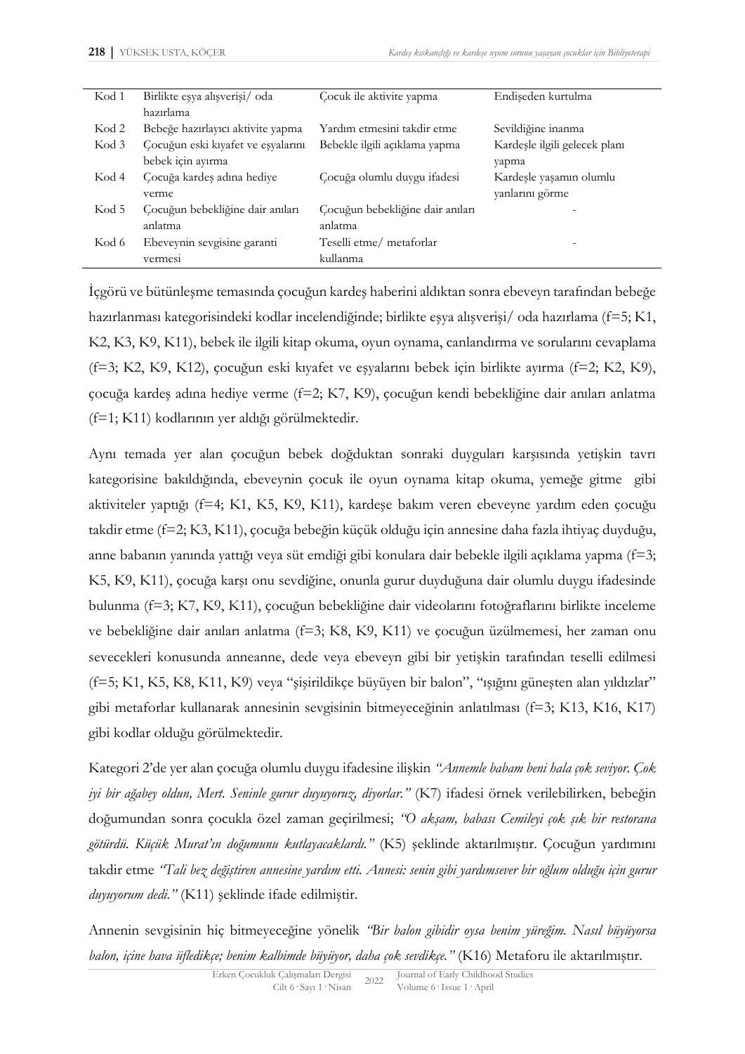| | | | |
|---|---|---|---|
| Kod 1 | Birlikte eşya alışverişi/ oda hazırlama | Çocuk ile aktivite yapma | Endişeden kurtulma |
| Kod 2 | Bebeğe hazırlayıcı aktivite yapma | Yardım etmesini takdir etme | Sevildiğine inanma |
| Kod 3 | Çocuğun eski kıyafet ve eşyalarını bebek için ayırma | Bebekle ilgili açıklama yapma | Kardeşle ilgili gelecek planı yapma |
| Kod 4 | Çocuğa kardeş adına hediye verme | Çocuğa olumlu duygu ifadesi | Kardeşle yaşamın olumlu yanlarını görme |
| Kod 5 | Çocuğun bebekliğine dair anıları anlatma | Çocuğun bebekliğine dair anıları anlatma | - |
| Kod 6 | Ebeveynin sevgisine garanti vermesi | Teselli etme/ metaforlar kullanma | - |

İçgörü ve bütünleşme temasında çocuğun kardeş haberini aldıktan sonra ebeveyn tarafından bebeğe hazırlanması kategorisindeki kodlar incelendiğinde; birlikte eşya alışverişi/ oda hazırlama (f=5; K1, K2, K3, K9, K11), bebek ile ilgili kitap okuma, oyun oynama, canlandırma ve sorularını cevaplama (f=3; K2, K9, K12), çocuğun eski kıyafet ve eşyalarını bebek için birlikte ayırma (f=2; K2, K9), çocuğa kardeş adına hediye verme (f=2; K7, K9), çocuğun kendi bebekliğine dair anıları anlatma (f=1; K11) kodlarının yer aldığı görülmektedir.

Aynı temada yer alan çocuğun bebek doğduktan sonraki duyguları karşısında yetişkin tavrı kategorisine bakıldığında, ebeveynin çocuk ile oyun oynama kitap okuma, yemeğe gitme gibi aktiviteler yaptığı (f=4; K1, K5, K9, K11), kardeşe bakım veren ebeveyne yardım eden çocuğu takdir etme (f=2; K3, K11), çocuğa bebeğin küçük olduğu için annesine daha fazla ihtiyaç duyduğu, anne babanın yanında yattığı veya süt emdiği gibi konulara dair bebekle ilgili açıklama yapma (f=3; K5, K9, K11), çocuğa karşı onu sevdiğine, onunla gurur duyduğuna dair olumlu duygu ifadesinde bulunma (f=3; K7, K9, K11), çocuğun bebekliğine dair videolarını fotoğraflarını birlikte inceleme ve bebekliğine dair anıları anlatma (f=3; K8, K9, K11) ve çocuğun üzülmemesi, her zaman onu sevecekleri konusunda anneanne, dede veya ebeveyn gibi bir yetişkin tarafından teselli edilmesi (f=5; K1, K5, K8, K11, K9) veya "şişirildikçe büyüyen bir balon", "ışığını güneşten alan yıldızlar" gibi metaforlar kullanarak annesinin sevgisinin bitmeyeceğinin anlatılması (f=3; K13, K16, K17) gibi kodlar olduğu görülmektedir.

Kategori 2'de yer alan çocuğa olumlu duygu ifadesine ilişkin *"Annemle babam beni hala çok seviyor. Çok iyi bir ağabey oldun, Mert. Seninle gurur duyuyoruz, diyorlar."* (K7) ifadesi örnek verilebilirken, bebeğin doğumundan sonra çocukla özel zaman geçirilmesi; *"O akşam, babası Cemileyi çok şık bir restorana götürdü. Küçük Murat'ın doğumunu kutlayacaklardı."* (K5) şeklinde aktarılmıştır. Çocuğun yardımını takdir etme *"Tali bez değiştiren annesine yardım etti. Annesi: senin gibi yardımsever bir oğlum olduğu için gurur duyuyorum dedi."* (K11) şeklinde ifade edilmiştir.

Annenin sevgisinin hiç bitmeyeceğine yönelik *"Bir balon gibidir oysa benim yüreğim. Nasıl büyüyorsa balon, içine hava üfledikçe; benim kalbimde büyüyor, daha çok sevdikçe."* (K16) Metaforu ile aktarılmıştır.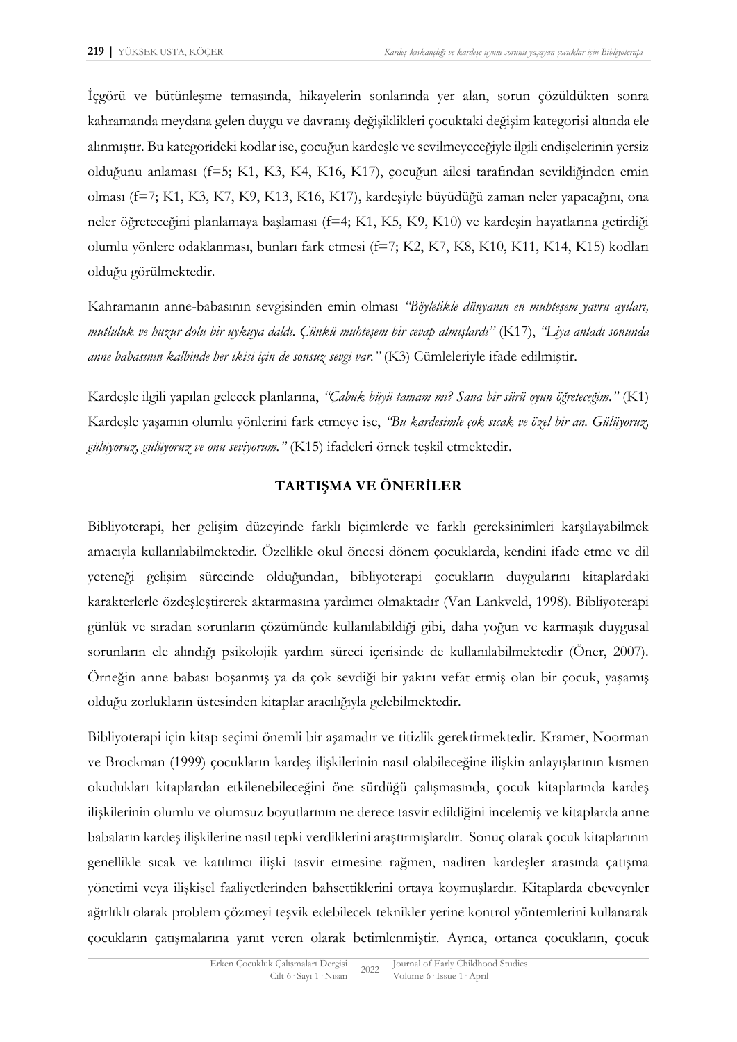İçgörü ve bütünleşme temasında, hikayelerin sonlarında yer alan, sorun çözüldükten sonra kahramanda meydana gelen duygu ve davranış değişiklikleri çocuktaki değişim kategorisi altında ele alınmıştır. Bu kategorideki kodlar ise, çocuğun kardeşle ve sevilmeyeceğiyle ilgili endişelerinin yersiz olduğunu anlaması (f=5; K1, K3, K4, K16, K17), çocuğun ailesi tarafından sevildiğinden emin olması (f=7; K1, K3, K7, K9, K13, K16, K17), kardeşiyle büyüdüğü zaman neler yapacağını, ona neler öğreteceğini planlamaya başlaması (f=4; K1, K5, K9, K10) ve kardeşin hayatlarına getirdiği olumlu yönlere odaklanması, bunları fark etmesi (f=7; K2, K7, K8, K10, K11, K14, K15) kodları olduğu görülmektedir.

Kahramanın anne-babasının sevgisinden emin olması *"Böylelikle dünyanın en muhteşem yavru ayıları, mutluluk ve huzur dolu bir uykuya daldı. Çünkü muhteşem bir cevap almışlardı"* (K17), *"Liya anladı sonunda anne babasının kalbinde her ikisi için de sonsuz sevgi var."* (K3) Cümleleriyle ifade edilmiştir.

Kardeşle ilgili yapılan gelecek planlarına, *"Çabuk büyü tamam mı? Sana bir sürü oyun öğreteceğim."* (K1) Kardeşle yaşamın olumlu yönlerini fark etmeye ise, *"Bu kardeşimle çok sıcak ve özel bir an. Gülüyoruz, gülüyoruz, gülüyoruz ve onu seviyorum."* (K15) ifadeleri örnek teşkil etmektedir.

## TARTIŞMA VE ÖNERİLER

Bibliyoterapi, her gelişim düzeyinde farklı biçimlerde ve farklı gereksinimleri karşılayabilmek amacıyla kullanılabilmektedir. Özellikle okul öncesi dönem çocuklarda, kendini ifade etme ve dil yeteneği gelişim sürecinde olduğundan, bibliyoterapi çocukların duygularını kitaplardaki karakterlerle özdeşleştirerek aktarmasına yardımcı olmaktadır (Van Lankveld, 1998). Bibliyoterapi günlük ve sıradan sorunların çözümünde kullanılabildiği gibi, daha yoğun ve karmaşık duygusal sorunların ele alındığı psikolojik yardım süreci içerisinde de kullanılabilmektedir (Öner, 2007). Örneğin anne babası boşanmış ya da çok sevdiği bir yakını vefat etmiş olan bir çocuk, yaşamış olduğu zorlukların üstesinden kitaplar aracılığıyla gelebilmektedir.

Bibliyoterapi için kitap seçimi önemli bir aşamadır ve titizlik gerektirmektedir. Kramer, Noorman ve Brockman (1999) çocukların kardeş ilişkilerinin nasıl olabileceğine ilişkin anlayışlarının kısmen okudukları kitaplardan etkilenebileceğini öne sürdüğü çalışmasında, çocuk kitaplarında kardeş ilişkilerinin olumlu ve olumsuz boyutlarının ne derece tasvir edildiğini incelemiş ve kitaplarda anne babaların kardeş ilişkilerine nasıl tepki verdiklerini araştırmışlardır. Sonuç olarak çocuk kitaplarının genellikle sıcak ve katılımcı ilişki tasvir etmesine rağmen, nadiren kardeşler arasında çatışma yönetimi veya ilişkisel faaliyetlerinden bahsettiklerini ortaya koymuşlardır. Kitaplarda ebeveynler ağırlıklı olarak problem çözmeyi teşvik edebilecek teknikler yerine kontrol yöntemlerini kullanarak çocukların çatışmalarına yanıt veren olarak betimlenmiştir. Ayrıca, ortanca çocukların, çocuk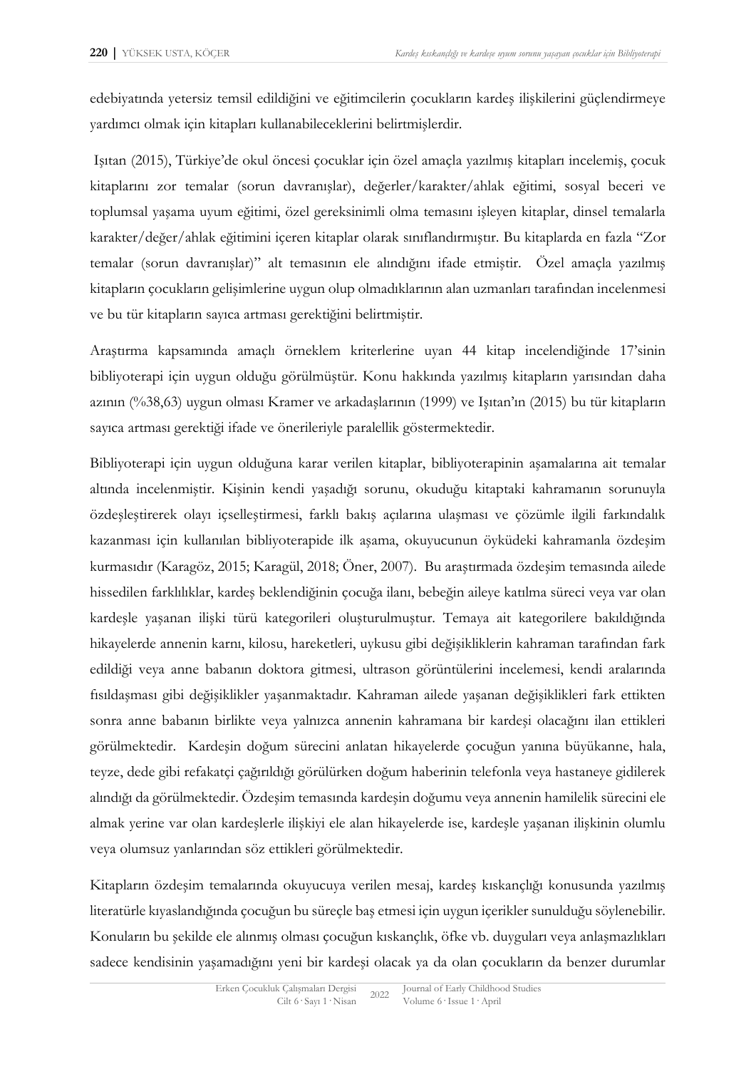edebiyatında yetersiz temsil edildiğini ve eğitimcilerin çocukların kardeş ilişkilerini güçlendirmeye yardımcı olmak için kitapları kullanabileceklerini belirtmişlerdir.

Işıtan (2015), Türkiye'de okul öncesi çocuklar için özel amaçla yazılmış kitapları incelemiş, çocuk kitaplarını zor temalar (sorun davranışlar), değerler/karakter/ahlak eğitimi, sosyal beceri ve toplumsal yaşama uyum eğitimi, özel gereksinimli olma temasını işleyen kitaplar, dinsel temalarla karakter/değer/ahlak eğitimini içeren kitaplar olarak sınıflandırmıştır. Bu kitaplarda en fazla "Zor temalar (sorun davranışlar)" alt temasının ele alındığını ifade etmiştir. Özel amaçla yazılmış kitapların çocukların gelişimlerine uygun olup olmadıklarının alan uzmanları tarafından incelenmesi ve bu tür kitapların sayıca artması gerektiğini belirtmiştir.

Araştırma kapsamında amaçlı örneklem kriterlerine uyan 44 kitap incelendiğinde 17'sinin bibliyoterapi için uygun olduğu görülmüştür. Konu hakkında yazılmış kitapların yarısından daha azının (%38,63) uygun olması Kramer ve arkadaşlarının (1999) ve Işıtan'ın (2015) bu tür kitapların sayıca artması gerektiği ifade ve önerileriyle paralellik göstermektedir.

Bibliyoterapi için uygun olduğuna karar verilen kitaplar, bibliyoterapinin aşamalarına ait temalar altında incelenmiştir. Kişinin kendi yaşadığı sorunu, okuduğu kitaptaki kahramanın sorunuyla özdeşleştirerek olayı içselleştirmesi, farklı bakış açılarına ulaşması ve çözümle ilgili farkındalık kazanması için kullanılan bibliyoterapide ilk aşama, okuyucunun öyküdeki kahramanla özdeşim kurmasıdır (Karagöz, 2015; Karagül, 2018; Öner, 2007). Bu araştırmada özdeşim temasında ailede hissedilen farklılıklar, kardeş beklendiğinin çocuğa ilanı, bebeğin aileye katılma süreci veya var olan kardeşle yaşanan ilişki türü kategorileri oluşturulmuştur. Temaya ait kategorilere bakıldığında hikayelerde annenin karnı, kilosu, hareketleri, uykusu gibi değişikliklerin kahraman tarafından fark edildiği veya anne babanın doktora gitmesi, ultrason görüntülerini incelemesi, kendi aralarında fısıldaşması gibi değişiklikler yaşanmaktadır. Kahraman ailede yaşanan değişiklikleri fark ettikten sonra anne babanın birlikte veya yalnızca annenin kahramana bir kardeşi olacağını ilan ettikleri görülmektedir. Kardeşin doğum sürecini anlatan hikayelerde çocuğun yanına büyükanne, hala, teyze, dede gibi refakatçi çağrıldığı görülürken doğum haberinin telefonla veya hastaneye gidilerek alındığı da görülmektedir. Özdeşim temasında kardeşin doğumu veya annenin hamilelik sürecini ele almak yerine var olan kardeşlerle ilişkiyi ele alan hikayelerde ise, kardeşle yaşanan ilişkinin olumlu veya olumsuz yanlarından söz ettikleri görülmektedir.

Kitapların özdeşim temalarında okuyucuya verilen mesaj, kardeş kıskançlığı konusunda yazılmış literatürle kıyaslandığında çocuğun bu süreçle baş etmesi için uygun içerikler sunulduğu söylenebilir. Konuların bu şekilde ele alınmış olması çocuğun kıskançlık, öfke vb. duyguları veya anlaşmazlıkları sadece kendisinin yaşamadığını yeni bir kardeşi olacak ya da olan çocukların da benzer durumlar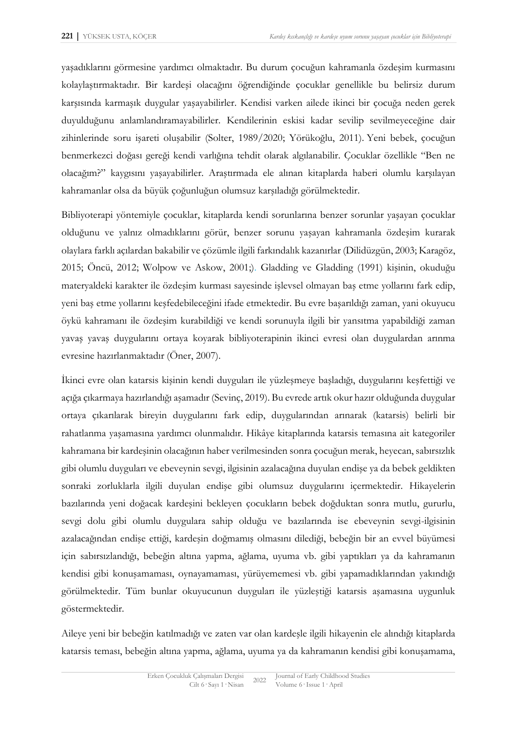yaşadıklarını görmesine yardımcı olmaktadır. Bu durum çocuğun kahramanla özdeşim kurmasını kolaylaştırmaktadır. Bir kardeşi olacağını öğrendiğinde çocuklar genellikle bu belirsiz durum karşısında karmaşık duygular yaşayabilirler. Kendisi varken ailede ikinci bir çocuğa neden gerek duyulduğunu anlamlandıramayabilirler. Kendilerinin eskisi kadar sevilip sevilmeyeceğine dair zihinlerinde soru işareti oluşabilir (Solter, 1989/2020; Yörükoğlu, 2011). Yeni bebek, çocuğun benmerkezci doğası gereği kendi varlığına tehdit olarak algılanabilir. Çocuklar özellikle "Ben ne olacağım?" kaygısını yaşayabilirler. Araştırmada ele alınan kitaplarda haberi olumlu karşılayan kahramanlar olsa da büyük çoğunluğun olumsuz karşıladığı görülmektedir.

Bibliyoterapi yöntemiyle çocuklar, kitaplarda kendi sorunlarına benzer sorunlar yaşayan çocuklar olduğunu ve yalnız olmadıklarını görür, benzer sorunu yaşayan kahramanla özdeşim kurarak olaylara farklı açılardan bakabilir ve çözümle ilgili farkındalık kazanırlar (Dilidüzgün, 2003; Karagöz, 2015; Öncü, 2012; Wolpow ve Askow, 2001;). Gladding ve Gladding (1991) kişinin, okuduğu materyaldeki karakter ile özdeşim kurması sayesinde işlevsel olmayan baş etme yollarını fark edip, yeni baş etme yollarını keşfedebileceğini ifade etmektedir. Bu evre başarıldığı zaman, yani okuyucu öykü kahramanı ile özdeşim kurabildiği ve kendi sorunuyla ilgili bir yansıtma yapabildiği zaman yavaş yavaş duygularını ortaya koyarak bibliyoterapinin ikinci evresi olan duygulardan arınma evresine hazırlanmaktadır (Öner, 2007).

İkinci evre olan katarsis kişinin kendi duyguları ile yüzleşmeye başladığı, duygularını keşfettiği ve açığa çıkarmaya hazırlandığı aşamadır (Sevinç, 2019). Bu evrede artık okur hazır olduğunda duygular ortaya çıkarılarak bireyin duygularını fark edip, duygularından arınarak (katarsis) belirli bir rahatlanma yaşamasına yardımcı olunmalıdır. Hikâye kitaplarında katarsis temasına ait kategoriler kahramana bir kardeşinin olacağının haber verilmesinden sonra çocuğun merak, heyecan, sabırsızlık gibi olumlu duyguları ve ebeveynin sevgi, ilgisinin azalacağına duyulan endişe ya da bebek geldikten sonraki zorluklarla ilgili duyulan endişe gibi olumsuz duygularını içermektedir. Hikayelerin bazılarında yeni doğacak kardeşini bekleyen çocukların bebek doğduktan sonra mutlu, gururlu, sevgi dolu gibi olumlu duygulara sahip olduğu ve bazılarında ise ebeveynin sevgi-ilgisinin azalacağından endişe ettiği, kardeşin doğmamış olmasını dilediği, bebeğin bir an evvel büyümesi için sabırsızlandığı, bebeğin altına yapma, ağlama, uyuma vb. gibi yaptıkları ya da kahramanın kendisi gibi konuşamaması, oynayamaması, yürüyememesi vb. gibi yapamadıklarından yakındığı görülmektedir. Tüm bunlar okuyucunun duyguları ile yüzleştiği katarsis aşamasına uygunluk göstermektedir.

Aileye yeni bir bebeğin katılmadığı ve zaten var olan kardeşle ilgili hikayenin ele alındığı kitaplarda katarsis teması, bebeğin altına yapma, ağlama, uyuma ya da kahramanın kendisi gibi konuşamama,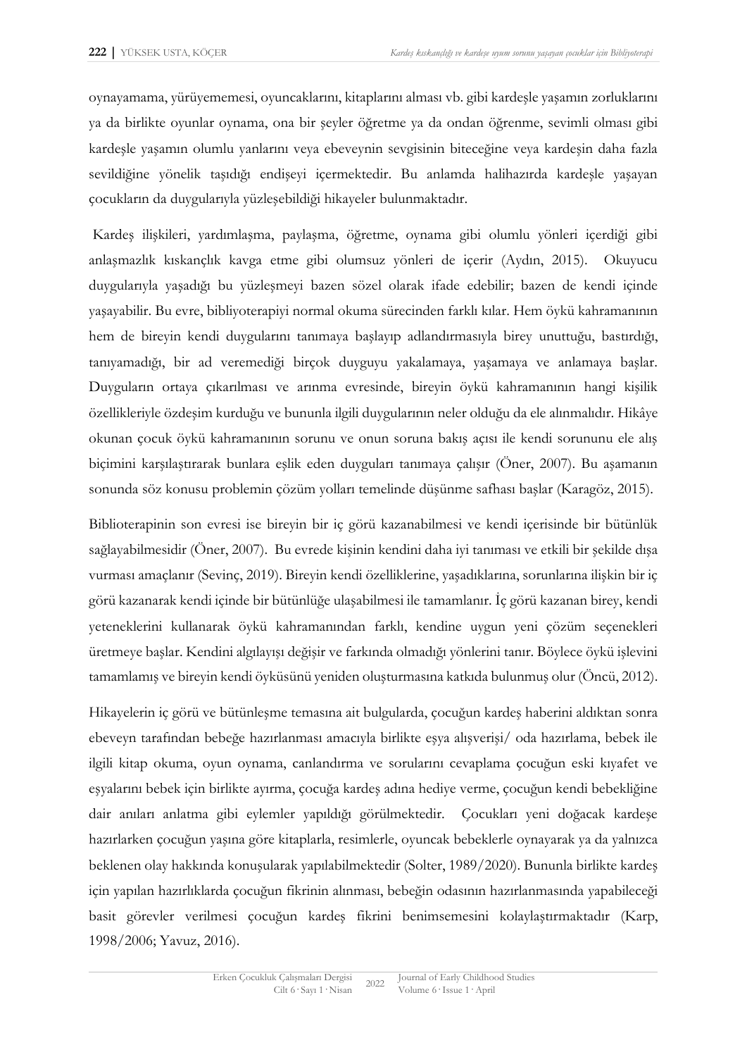oynayamama, yürüyememesi, oyuncaklarını, kitaplarını alması vb. gibi kardeşle yaşamın zorluklarını ya da birlikte oyunlar oynama, ona bir şeyler öğretme ya da ondan öğrenme, sevimli olması gibi kardeşle yaşamın olumlu yanlarını veya ebeveynin sevgisinin biteceğine veya kardeşin daha fazla sevildiğine yönelik taşıdığı endişeyi içermektedir. Bu anlamda halihazırda kardeşle yaşayan çocukların da duygularıyla yüzleşebildiği hikayeler bulunmaktadır.

Kardeş ilişkileri, yardımlaşma, paylaşma, öğretme, oynama gibi olumlu yönleri içerdiği gibi anlaşmazlık kıskançlık kavga etme gibi olumsuz yönleri de içerir (Aydın, 2015). Okuyucu duygularıyla yaşadığı bu yüzleşmeyi bazen sözel olarak ifade edebilir; bazen de kendi içinde yaşayabilir. Bu evre, bibliyoterapiyi normal okuma sürecinden farklı kılar. Hem öykü kahramanının hem de bireyin kendi duygularını tanımaya başlayıp adlandırmasıyla birey unuttuğu, bastırdığı, tanıyamadığı, bir ad veremediği birçok duyguyu yakalamaya, yaşamaya ve anlamaya başlar. Duyguların ortaya çıkarılması ve arınma evresinde, bireyin öykü kahramanının hangi kişilik özellikleriyle özdeşim kurduğu ve bununla ilgili duygularının neler olduğu da ele alınmalıdır. Hikâye okunan çocuk öykü kahramanının sorunu ve onun soruna bakış açısı ile kendi sorununu ele alış biçimini karşılaştırarak bunlara eşlik eden duyguları tanımaya çalışır (Öner, 2007). Bu aşamanın sonunda söz konusu problemin çözüm yolları temelinde düşünme safhası başlar (Karagöz, 2015).

Biblioterapinin son evresi ise bireyin bir iç görü kazanabilmesi ve kendi içerisinde bir bütünlük sağlayabilmesidir (Öner, 2007). Bu evrede kişinin kendini daha iyi tanıması ve etkili bir şekilde dışa vurması amaçlanır (Sevinç, 2019). Bireyin kendi özelliklerine, yaşadıklarına, sorunlarına ilişkin bir iç görü kazanarak kendi içinde bir bütünlüğe ulaşabilmesi ile tamamlanır. İç görü kazanan birey, kendi yeteneklerini kullanarak öykü kahramanından farklı, kendine uygun yeni çözüm seçenekleri üretmeye başlar. Kendini algılayışı değişir ve farkında olmadığı yönlerini tanır. Böylece öykü işlevini tamamlamış ve bireyin kendi öyküsünü yeniden oluşturmasına katkıda bulunmuş olur (Öncü, 2012).

Hikayelerin iç görü ve bütünleşme temasına ait bulgularda, çocuğun kardeş haberini aldıktan sonra ebeveyn tarafından bebeğe hazırlanması amacıyla birlikte eşya alışverişi/ oda hazırlama, bebek ile ilgili kitap okuma, oyun oynama, canlandırma ve sorularını cevaplama çocuğun eski kıyafet ve eşyalarını bebek için birlikte ayırma, çocuğa kardeş adına hediye verme, çocuğun kendi bebekliğine dair anıları anlatma gibi eylemler yapıldığı görülmektedir. Çocukları yeni doğacak kardeşe hazırlarken çocuğun yaşına göre kitaplarla, resimlerle, oyuncak bebeklerle oynayarak ya da yalnızca beklenen olay hakkında konuşularak yapılabilmektedir (Solter, 1989/2020). Bununla birlikte kardeş için yapılan hazırlıklarda çocuğun fikrinin alınması, bebeğin odasının hazırlanmasında yapabileceği basit görevler verilmesi çocuğun kardeş fikrini benimsemesini kolaylaştırmaktadır (Karp, 1998/2006; Yavuz, 2016).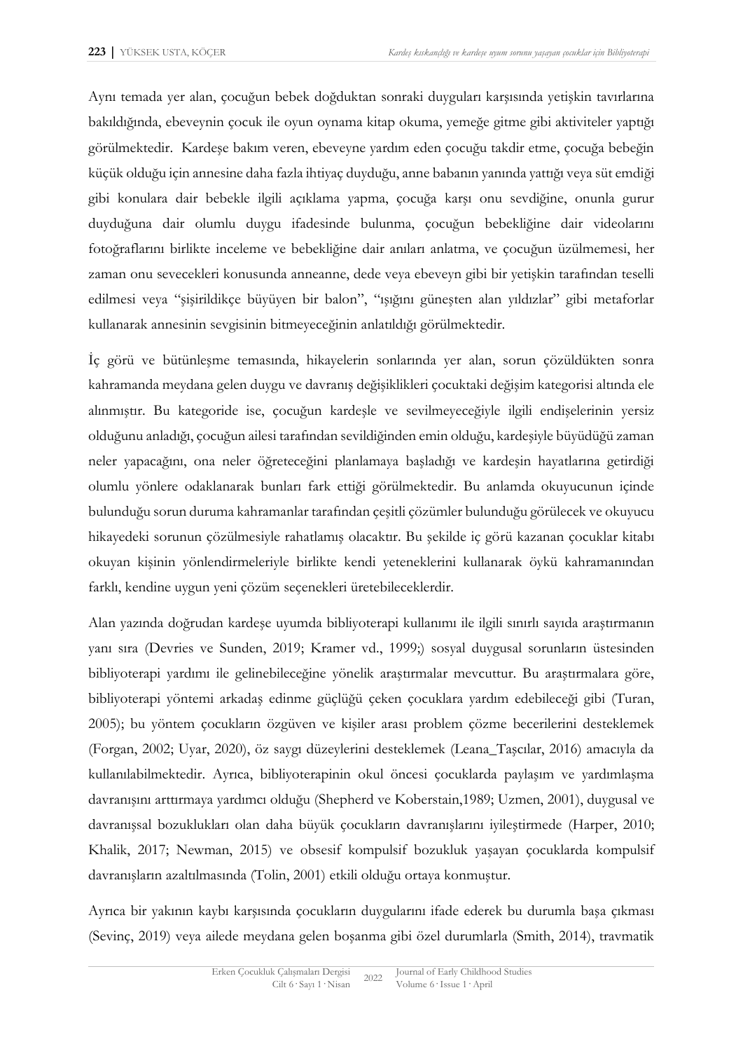Aynı temada yer alan, çocuğun bebek doğduktan sonraki duyguları karşısında yetişkin tavırlarına bakıldığında, ebeveynin çocuk ile oyun oynama kitap okuma, yemeğe gitme gibi aktiviteler yaptığı görülmektedir. Kardeşe bakım veren, ebeveyne yardım eden çocuğu takdir etme, çocuğa bebeğin küçük olduğu için annesine daha fazla ihtiyaç duyduğu, anne babanın yanında yattığı veya süt emdiği gibi konulara dair bebekle ilgili açıklama yapma, çocuğa karşı onu sevdiğine, onunla gurur duyduğuna dair olumlu duygu ifadesinde bulunma, çocuğun bebekliğine dair videolarını fotoğraflarını birlikte inceleme ve bebekliğine dair anıları anlatma, ve çocuğun üzülmemesi, her zaman onu sevecekleri konusunda anneanne, dede veya ebeveyn gibi bir yetişkin tarafından teselli edilmesi veya "şişirildikçe büyüyen bir balon", "ışığını güneşten alan yıldızlar" gibi metaforlar kullanarak annesinin sevgisinin bitmeyeceğinin anlatıldığı görülmektedir.

İç görü ve bütünleşme temasında, hikayelerin sonlarında yer alan, sorun çözüldükten sonra kahramanda meydana gelen duygu ve davranış değişiklikleri çocuktaki değişim kategorisi altında ele alınmıştır. Bu kategoride ise, çocuğun kardeşle ve sevilmeyeceğiyle ilgili endişelerinin yersiz olduğunu anladığı, çocuğun ailesi tarafından sevildiğinden emin olduğu, kardeşiyle büyüdüğü zaman neler yapacağını, ona neler öğreteceğini planlamaya başladığı ve kardeşin hayatlarına getirdiği olumlu yönlere odaklanarak bunları fark ettiği görülmektedir. Bu anlamda okuyucunun içinde bulunduğu sorun duruma kahramanlar tarafından çeşitli çözümler bulunduğu görülecek ve okuyucu hikayedeki sorunun çözülmesiyle rahatlamış olacaktır. Bu şekilde iç görü kazanan çocuklar kitabı okuyan kişinin yönlendirmeleriyle birlikte kendi yeteneklerini kullanarak öykü kahramanından farklı, kendine uygun yeni çözüm seçenekleri üretebileceklerdir.

Alan yazında doğrudan kardeşe uyumda bibliyoterapi kullanımı ile ilgili sınırlı sayıda araştırmanın yanı sıra (Devries ve Sunden, 2019; Kramer vd., 1999;) sosyal duygusal sorunların üstesinden bibliyoterapi yardımı ile gelinebileceğine yönelik araştırmalar mevcuttur. Bu araştırmalara göre, bibliyoterapi yöntemi arkadaş edinme güçlüğü çeken çocuklara yardım edebileceği gibi (Turan, 2005); bu yöntem çocukların özgüven ve kişiler arası problem çözme becerilerini desteklemek (Forgan, 2002; Uyar, 2020), öz saygı düzeylerini desteklemek (Leana_Taşcılar, 2016) amacıyla da kullanılabilmektedir. Ayrıca, bibliyoterapinin okul öncesi çocuklarda paylaşım ve yardımlaşma davranışını arttırmaya yardımcı olduğu (Shepherd ve Koberstain,1989; Uzmen, 2001), duygusal ve davranışsal bozuklukları olan daha büyük çocukların davranışlarını iyileştirmede (Harper, 2010; Khalik, 2017; Newman, 2015) ve obsesif kompulsif bozukluk yaşayan çocuklarda kompulsif davranışların azaltılmasında (Tolin, 2001) etkili olduğu ortaya konmuştur.

Ayrıca bir yakının kaybı karşısında çocukların duygularını ifade ederek bu durumla başa çıkması (Sevinç, 2019) veya ailede meydana gelen boşanma gibi özel durumlarla (Smith, 2014), travmatik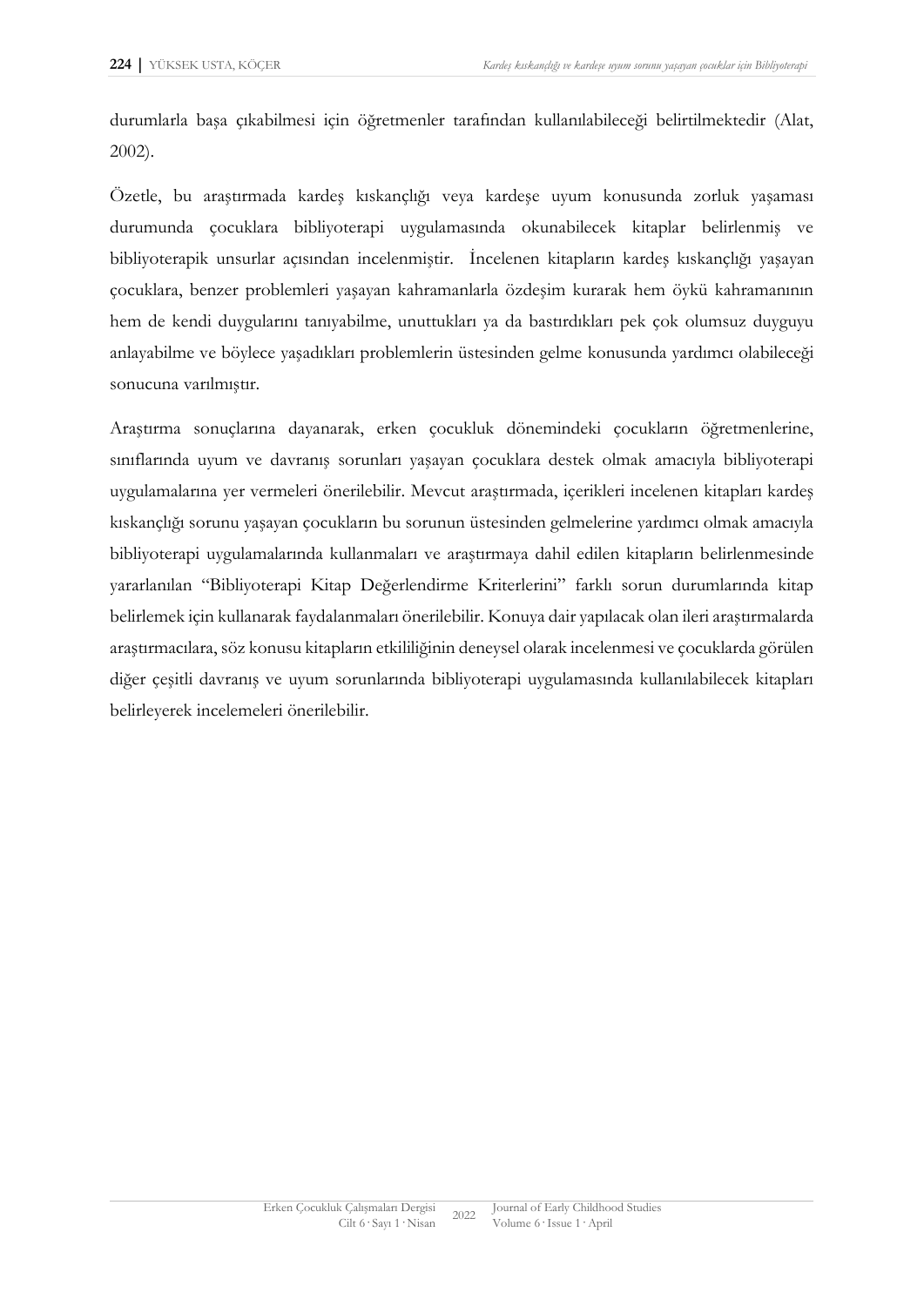durumlarla başa çıkabilmesi için öğretmenler tarafından kullanılabileceği belirtilmektedir (Alat, 2002).

Özetle, bu araştırmada kardeş kıskançlığı veya kardeşe uyum konusunda zorluk yaşaması durumunda çocuklara bibliyoterapi uygulamasında okunabilecek kitaplar belirlenmiş ve bibliyoterapik unsurlar açısından incelenmiştir. İncelenen kitapların kardeş kıskançlığı yaşayan çocuklara, benzer problemleri yaşayan kahramanlarla özdeşim kurarak hem öykü kahramanının hem de kendi duygularını tanıyabilme, unuttukları ya da bastırdıkları pek çok olumsuz duyguyu anlayabilme ve böylece yaşadıkları problemlerin üstesinden gelme konusunda yardımcı olabileceği sonucuna varılmıştır.

Araştırma sonuçlarına dayanarak, erken çocukluk dönemindeki çocukların öğretmenlerine, sınıflarında uyum ve davranış sorunları yaşayan çocuklara destek olmak amacıyla bibliyoterapi uygulamalarına yer vermeleri önerilebilir. Mevcut araştırmada, içerikleri incelenen kitapları kardeş kıskançlığı sorunu yaşayan çocukların bu sorunun üstesinden gelmelerine yardımcı olmak amacıyla bibliyoterapi uygulamalarında kullanmaları ve araştırmaya dahil edilen kitapların belirlenmesinde yararlanılan "Bibliyoterapi Kitap Değerlendirme Kriterlerini" farklı sorun durumlarında kitap belirlemek için kullanarak faydalanmaları önerilebilir. Konuya dair yapılacak olan ileri araştırmalarda araştırmacılara, söz konusu kitapların etkililiğinin deneysel olarak incelenmesi ve çocuklarda görülen diğer çeşitli davranış ve uyum sorunlarında bibliyoterapi uygulamasında kullanılabilecek kitapları belirleyerek incelemeleri önerilebilir.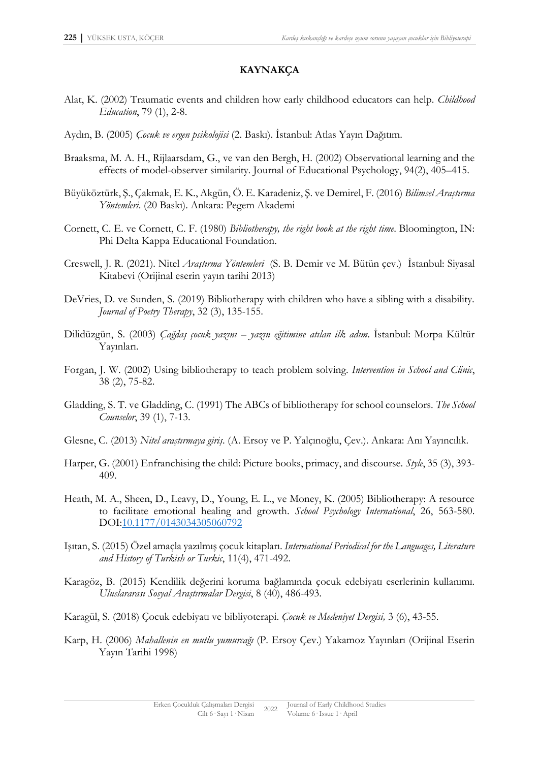## KAYNAKÇA

Alat, K. (2002) Traumatic events and children how early childhood educators can help. *Childhood Education*, 79 (1), 2-8.

Aydın, B. (2005) *Çocuk ve ergen psikolojisi* (2. Baskı). İstanbul: Atlas Yayın Dağıtım.

Braaksma, M. A. H., Rijlaarsdam, G., ve van den Bergh, H. (2002) Observational learning and the effects of model-observer similarity. Journal of Educational Psychology, 94(2), 405–415.

Büyüköztürk, Ş., Çakmak, E. K., Akgün, Ö. E. Karadeniz, Ş. ve Demirel, F. (2016) *Bilimsel Araştırma Yöntemleri*. (20 Baskı). Ankara: Pegem Akademi

Cornett, C. E. ve Cornett, C. F. (1980) *Bibliotherapy, the right book at the right time*. Bloomington, IN: Phi Delta Kappa Educational Foundation.

Creswell, J. R. (2021). Nitel *Araştırma Yöntemleri* (S. B. Demir ve M. Bütün çev.) İstanbul: Siyasal Kitabevi (Orijinal eserin yayın tarihi 2013)

DeVries, D. ve Sunden, S. (2019) Bibliotherapy with children who have a sibling with a disability. *Journal of Poetry Therapy*, 32 (3), 135-155.

Dilidüzgün, S. (2003) *Çağdaş çocuk yazını – yazın eğitimine atılan ilk adım*. İstanbul: Morpa Kültür Yayınları.

Forgan, J. W. (2002) Using bibliotherapy to teach problem solving. *Intervention in School and Clinic*, 38 (2), 75-82.

Gladding, S. T. ve Gladding, C. (1991) The ABCs of bibliotherapy for school counselors. *The School Counselor*, 39 (1), 7-13.

Glesne, C. (2013) *Nitel araştırmaya giriş*. (A. Ersoy ve P. Yalçınoğlu, Çev.). Ankara: Anı Yayıncılık.

Harper, G. (2001) Enfranchising the child: Picture books, primacy, and discourse. *Style*, 35 (3), 393-409.

Heath, M. A., Sheen, D., Leavy, D., Young, E. L., ve Money, K. (2005) Bibliotherapy: A resource to facilitate emotional healing and growth. *School Psychology International*, 26, 563-580. DOI:10.1177/0143034305060792

Işıtan, S. (2015) Özel amaçla yazılmış çocuk kitapları. *International Periodical for the Languages, Literature and History of Turkish or Turkic*, 11(4), 471-492.

Karagöz, B. (2015) Kendilik değerini koruma bağlamında çocuk edebiyatı eserlerinin kullanımı. *Uluslararası Sosyal Araştırmalar Dergisi*, 8 (40), 486-493.

Karagül, S. (2018) Çocuk edebiyatı ve bibliyoterapi. *Çocuk ve Medeniyet Dergisi,* 3 (6), 43-55.

Karp, H. (2006) *Mahallenin en mutlu yumurcağı* (P. Ersoy Çev.) Yakamoz Yayınları (Orijinal Eserin Yayın Tarihi 1998)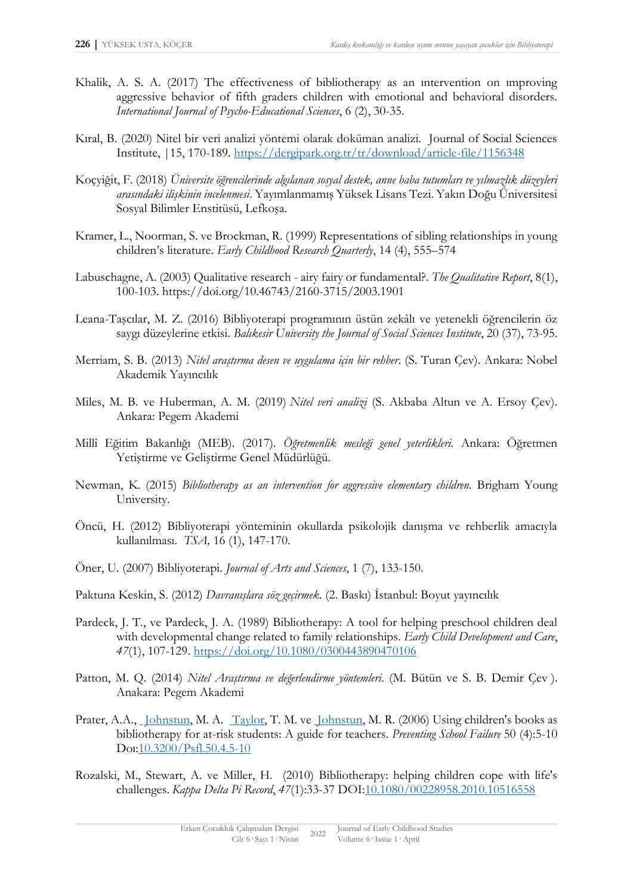Khalik, A. S. A. (2017) The effectiveness of bibliotherapy as an ıntervention on ımproving aggressive behavior of fifth graders children with emotional and behavioral disorders. *International Journal of Psycho-Educational Sciences*, 6 (2), 30-35.

Kıral, B. (2020) Nitel bir veri analizi yöntemi olarak doküman analizi. Journal of Social Sciences Institute, |15, 170-189. https://dergipark.org.tr/tr/download/article-file/1156348

Koçyiğit, F. (2018) *Üniversite öğrencilerinde algılanan sosyal destek, anne baba tutumları ve yılmazlık düzeyleri arasındaki ilişkinin incelenmesi*. Yayımlanmamış Yüksek Lisans Tezi. Yakın Doğu Üniversitesi Sosyal Bilimler Enstitüsü, Lefkoşa.

Kramer, L., Noorman, S. ve Brockman, R. (1999) Representations of sibling relationships in young children's literature. *Early Childhood Research Quarterly*, 14 (4), 555–574

Labuschagne, A. (2003) Qualitative research - airy fairy or fundamental?. *The Qualitative Report*, 8(1), 100-103. https://doi.org/10.46743/2160-3715/2003.1901

Leana-Taşcılar, M. Z. (2016) Bibliyoterapi programının üstün zekâlı ve yetenekli öğrencilerin öz saygı düzeylerine etkisi. *Balıkesir University the Journal of Social Sciences Institute*, 20 (37), 73-95.

Merriam, S. B. (2013) *Nitel araştırma desen ve uygulama için bir rehber*. (S. Turan Çev). Ankara: Nobel Akademik Yayıncılık

Miles, M. B. ve Huberman, A. M. (2019) *Nitel veri analizi* (S. Akbaba Altun ve A. Ersoy Çev). Ankara: Pegem Akademi

Millî Eğitim Bakanlığı (MEB). (2017). *Öğretmenlik mesleği genel yeterlikleri*. Ankara: Öğretmen Yetiştirme ve Geliştirme Genel Müdürlüğü.

Newman, K. (2015) *Bibliotherapy as an intervention for aggressive elementary children*. Brigham Young University.

Öncü, H. (2012) Bibliyoterapi yönteminin okullarda psikolojik danışma ve rehberlik amacıyla kullanılması. *TSA,* 16 (1), 147-170.

Öner, U. (2007) Bibliyoterapi. *Journal of Arts and Sciences*, 1 (7), 133-150.

Paktuna Keskin, S. (2012) *Davranışlara söz geçirmek.* (2. Baskı) İstanbul: Boyut yayıncılık

Pardeck, J. T., ve Pardeck, J. A. (1989) Bibliotherapy: A tool for helping preschool children deal with developmental change related to family relationships. *Early Child Development and Care*, *47*(1), 107-129. https://doi.org/10.1080/0300443890470106

Patton, M. Q. (2014) *Nitel Araştırma ve değerlendirme yöntemleri*. (M. Bütün ve S. B. Demir Çev ). Anakara: Pegem Akademi

Prater, A.A., Johnstun, M. A. Taylor, T. M. ve Johnstun, M. R. (2006) Using children's books as bibliotherapy for at-risk students: A guide for teachers. *Preventing School Failure* 50 (4):5-10 Doı:10.3200/Psfl.50.4.5-10

Rozalski, M., Stewart, A. ve Miller, H. (2010) Bibliotherapy: helping children cope with life's challenges. *Kappa Delta Pi Record*, *47*(1):33-37 DOI:10.1080/00228958.2010.10516558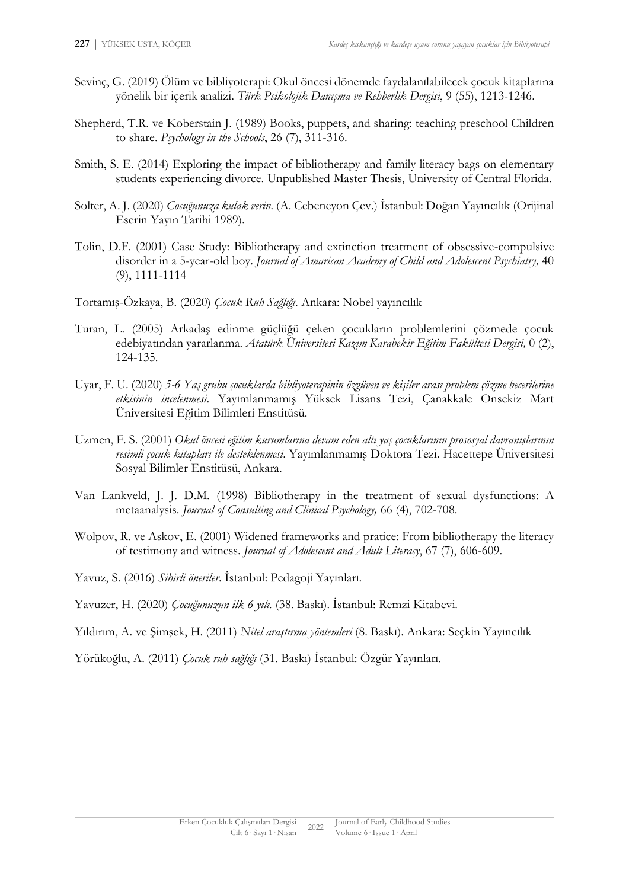Sevinç, G. (2019) Ölüm ve bibliyoterapi: Okul öncesi dönemde faydalanılabilecek çocuk kitaplarına yönelik bir içerik analizi. *Türk Psikolojik Danışma ve Rehberlik Dergisi*, 9 (55), 1213-1246.

Shepherd, T.R. ve Koberstain J. (1989) Books, puppets, and sharing: teaching preschool Children to share. *Psychology in the Schools*, 26 (7), 311-316.

Smith, S. E. (2014) Exploring the impact of bibliotherapy and family literacy bags on elementary students experiencing divorce. Unpublished Master Thesis, University of Central Florida.

Solter, A. J. (2020) *Çocuğunuza kulak verin.* (A. Cebeneyon Çev.) İstanbul: Doğan Yayıncılık (Orijinal Eserin Yayın Tarihi 1989).

Tolin, D.F. (2001) Case Study: Bibliotherapy and extinction treatment of obsessive-compulsive disorder in a 5-year-old boy. *Journal of Amarican Academy of Child and Adolescent Psychiatry,* 40 (9), 1111-1114

Tortamış-Özkaya, B. (2020) *Çocuk Ruh Sağlığı*. Ankara: Nobel yayıncılık

Turan, L. (2005) Arkadaş edinme güçlüğü çeken çocukların problemlerini çözmede çocuk edebiyatından yararlanma. *Atatürk Üniversitesi Kazım Karabekir Eğitim Fakültesi Dergisi,* 0 (2), 124-135.

Uyar, F. U. (2020) *5-6 Yaş grubu çocuklarda bibliyoterapinin özgüven ve kişiler arası problem çözme becerilerine etkisinin incelenmesi.* Yayımlanmamış Yüksek Lisans Tezi, Çanakkale Onsekiz Mart Üniversitesi Eğitim Bilimleri Enstitüsü.

Uzmen, F. S. (2001) *Okul öncesi eğitim kurumlarına devam eden altı yaş çocuklarının prososyal davranışlarının resimli çocuk kitapları ile desteklenmesi*. Yayımlanmamış Doktora Tezi. Hacettepe Üniversitesi Sosyal Bilimler Enstitüsü, Ankara.

Van Lankveld, J. J. D.M. (1998) Bibliotherapy in the treatment of sexual dysfunctions: A metaanalysis. *Journal of Consulting and Clinical Psychology,* 66 (4), 702-708.

Wolpov, R. ve Askov, E. (2001) Widened frameworks and pratice: From bibliotherapy the literacy of testimony and witness. *Journal of Adolescent and Adult Literacy*, 67 (7), 606-609.

Yavuz, S. (2016) *Sihirli öneriler*. İstanbul: Pedagoji Yayınları.

Yavuzer, H. (2020) *Çocuğunuzun ilk 6 yılı.* (38. Baskı). İstanbul: Remzi Kitabevi.

Yıldırım, A. ve Şimşek, H. (2011) *Nitel araştırma yöntemleri* (8. Baskı). Ankara: Seçkin Yayıncılık

Yörükoğlu, A. (2011) *Çocuk ruh sağlığı* (31. Baskı) İstanbul: Özgür Yayınları.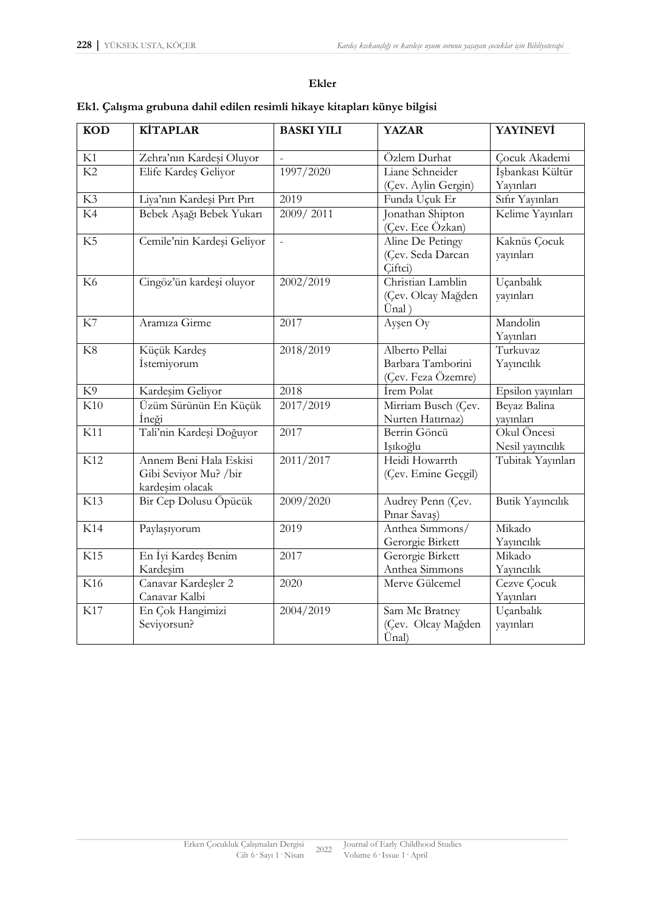**Ekler**

**Ek1. Çalışma grubuna dahil edilen resimli hikaye kitapları künye bilgisi**

| KOD | KİTAPLAR | BASKI YILI | YAZAR | YAYINEVİ |
|---|---|---|---|---|
| K1 | Zehra'nın Kardeşi Oluyor | - | Özlem Durhat | Çocuk Akademi |
| K2 | Elife Kardeş Geliyor | 1997/2020 | Liane Schneider (Çev. Aylin Gergin) | İşbankası Kültür Yayınları |
| K3 | Liya'nın Kardeşi Pırt Pırt | 2019 | Funda Uçuk Er | Sıfır Yayınları |
| K4 | Bebek Aşağı Bebek Yukarı | 2009/ 2011 | Jonathan Shipton (Çev. Ece Özkan) | Kelime Yayınları |
| K5 | Cemile'nin Kardeşi Geliyor | - | Aline De Petingy (Çev. Seda Darcan Çiftci) | Kaknüs Çocuk yayınları |
| K6 | Cingöz'ün kardeşi oluyor | 2002/2019 | Christian Lamblin (Çev. Olcay Mağden Ünal ) | Uçanbalık yayınları |
| K7 | Aramıza Girme | 2017 | Ayşen Oy | Mandolin Yayınları |
| K8 | Küçük Kardeş İstemiyorum | 2018/2019 | Alberto Pellai Barbara Tamborini (Çev. Feza Özemre) | Turkuvaz Yayıncılık |
| K9 | Kardeşim Geliyor | 2018 | İrem Polat | Epsilon yayınları |
| K10 | Üzüm Sürünün En Küçük İneği | 2017/2019 | Mirriam Busch (Çev. Nurten Hatırnaz) | Beyaz Balina yayınları |
| K11 | Tali'nin Kardeşi Doğuyor | 2017 | Berrin Göncü Işıkoğlu | Okul Öncesi Nesil yayıncılık |
| K12 | Annem Beni Hala Eskisi Gibi Seviyor Mu? /bir kardeşim olacak | 2011/2017 | Heidi Howarrth (Çev. Emine Geçgil) | Tubitak Yayınları |
| K13 | Bir Cep Dolusu Öpücük | 2009/2020 | Audrey Penn (Çev. Pınar Savaş) | Butik Yayıncılık |
| K14 | Paylaşıyorum | 2019 | Anthea Sımmons/ Gerorgie Birkett | Mikado Yayıncılık |
| K15 | En İyi Kardeş Benim Kardeşim | 2017 | Gerorgie Birkett Anthea Simmons | Mikado Yayıncılık |
| K16 | Canavar Kardeşler 2 Canavar Kalbi | 2020 | Merve Gülcemel | Cezve Çocuk Yayınları |
| K17 | En Çok Hangimizi Seviyorsun? | 2004/2019 | Sam Mc Bratney (Çev. Olcay Mağden Ünal) | Uçanbalık yayınları |